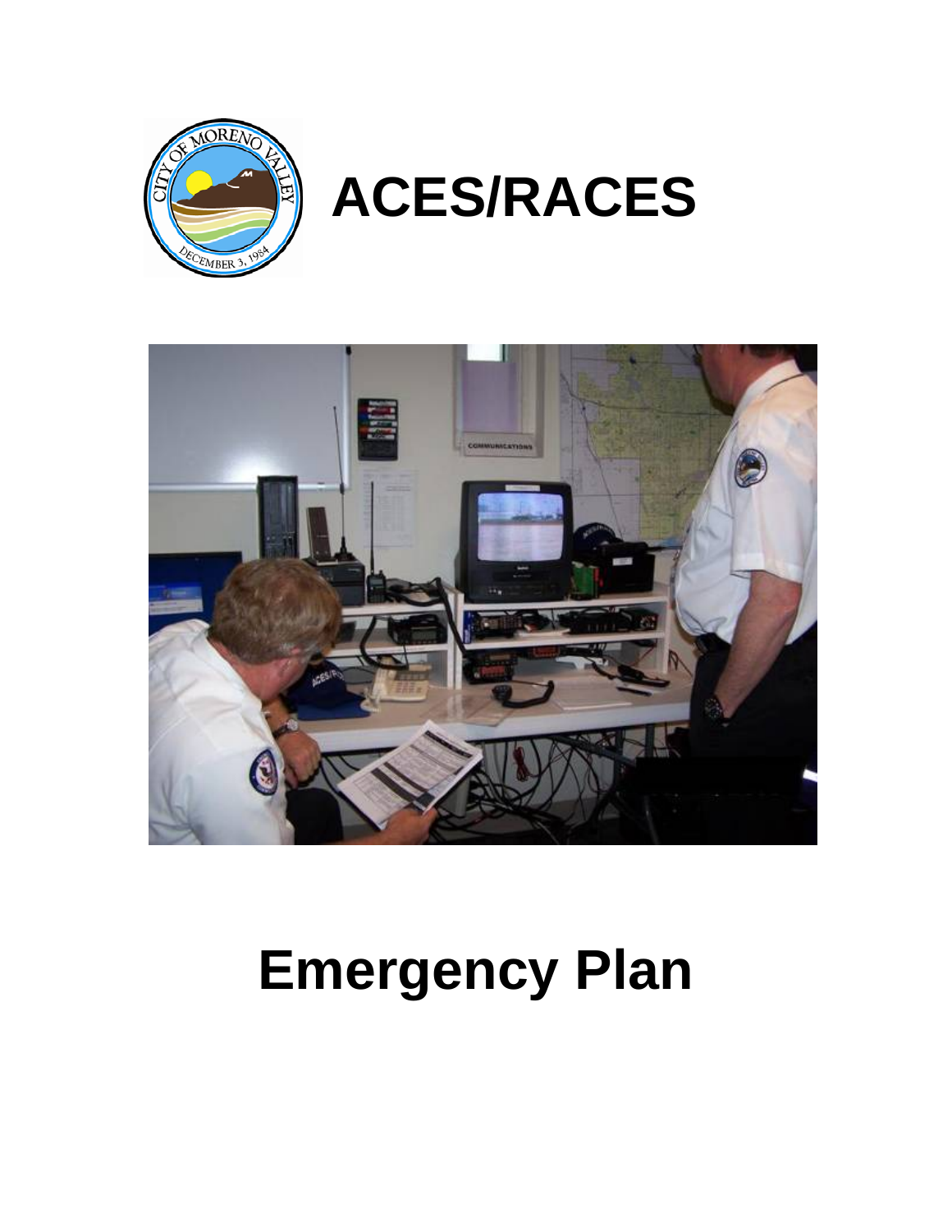# ACES/RACES

# Emergency Plan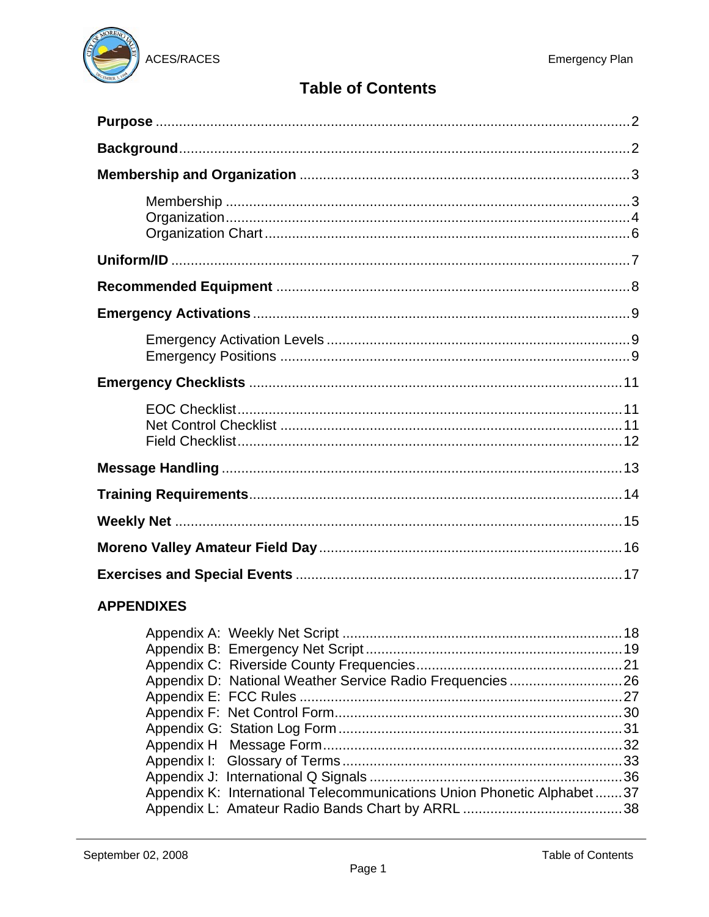# Table of Contents

**Purpose** .......... 2

**Background** .......... 2

**Membership and Organization** .......... 3

- Membership .......... 3
- Organization .......... 4
- Organization Chart .......... 6

**Uniform/ID** .......... 7

**Recommended Equipment** .......... 8

**Emergency Activations** .......... 9

- Emergency Activation Levels .......... 9
- Emergency Positions .......... 9

**Emergency Checklists** .......... 11

- EOC Checklist .......... 11
- Net Control Checklist .......... 11
- Field Checklist .......... 12

**Message Handling** .......... 13

**Training Requirements** .......... 14

**Weekly Net** .......... 15

**Moreno Valley Amateur Field Day** .......... 16

**Exercises and Special Events** .......... 17

**APPENDIXES**

- Appendix A: Weekly Net Script .......... 18
- Appendix B: Emergency Net Script .......... 19
- Appendix C: Riverside County Frequencies .......... 21
- Appendix D: National Weather Service Radio Frequencies .......... 26
- Appendix E: FCC Rules .......... 27
- Appendix F: Net Control Form .......... 30
- Appendix G: Station Log Form .......... 31
- Appendix H Message Form .......... 32
- Appendix I: Glossary of Terms .......... 33
- Appendix J: International Q Signals .......... 36
- Appendix K: International Telecommunications Union Phonetic Alphabet .......... 37
- Appendix L: Amateur Radio Bands Chart by ARRL .......... 38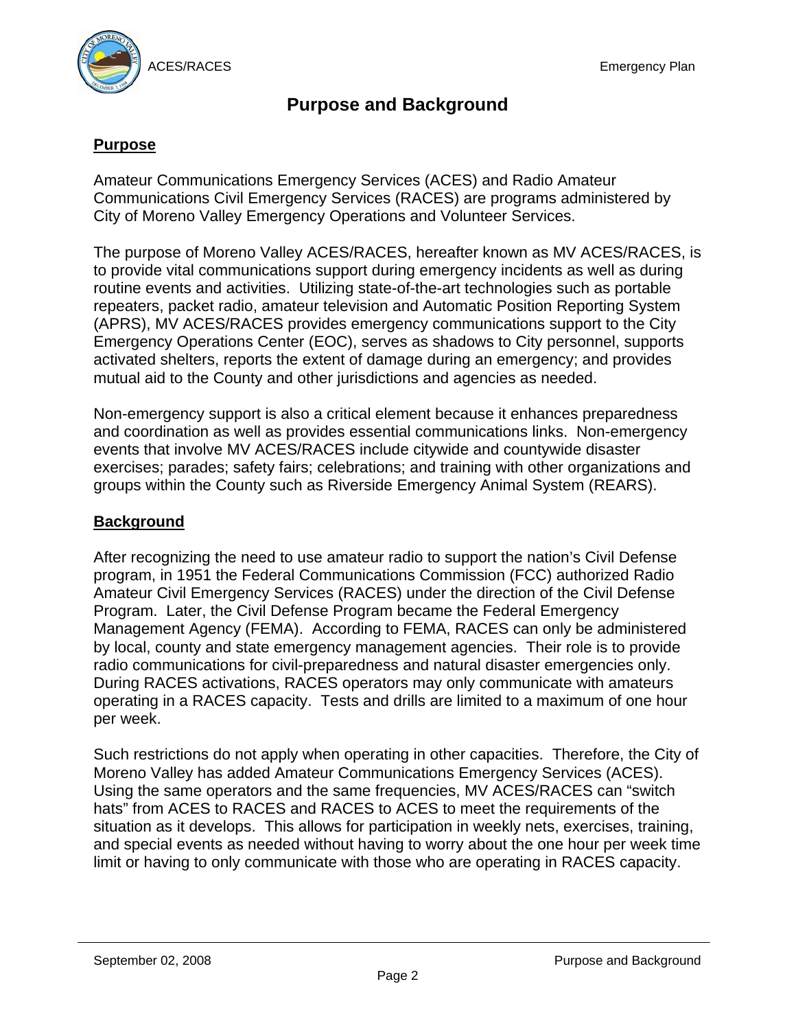# Purpose and Background

## Purpose

Amateur Communications Emergency Services (ACES) and Radio Amateur Communications Civil Emergency Services (RACES) are programs administered by City of Moreno Valley Emergency Operations and Volunteer Services.

The purpose of Moreno Valley ACES/RACES, hereafter known as MV ACES/RACES, is to provide vital communications support during emergency incidents as well as during routine events and activities. Utilizing state-of-the-art technologies such as portable repeaters, packet radio, amateur television and Automatic Position Reporting System (APRS), MV ACES/RACES provides emergency communications support to the City Emergency Operations Center (EOC), serves as shadows to City personnel, supports activated shelters, reports the extent of damage during an emergency; and provides mutual aid to the County and other jurisdictions and agencies as needed.

Non-emergency support is also a critical element because it enhances preparedness and coordination as well as provides essential communications links. Non-emergency events that involve MV ACES/RACES include citywide and countywide disaster exercises; parades; safety fairs; celebrations; and training with other organizations and groups within the County such as Riverside Emergency Animal System (REARS).

## Background

After recognizing the need to use amateur radio to support the nation's Civil Defense program, in 1951 the Federal Communications Commission (FCC) authorized Radio Amateur Civil Emergency Services (RACES) under the direction of the Civil Defense Program. Later, the Civil Defense Program became the Federal Emergency Management Agency (FEMA). According to FEMA, RACES can only be administered by local, county and state emergency management agencies. Their role is to provide radio communications for civil-preparedness and natural disaster emergencies only. During RACES activations, RACES operators may only communicate with amateurs operating in a RACES capacity. Tests and drills are limited to a maximum of one hour per week.

Such restrictions do not apply when operating in other capacities. Therefore, the City of Moreno Valley has added Amateur Communications Emergency Services (ACES). Using the same operators and the same frequencies, MV ACES/RACES can "switch hats" from ACES to RACES and RACES to ACES to meet the requirements of the situation as it develops. This allows for participation in weekly nets, exercises, training, and special events as needed without having to worry about the one hour per week time limit or having to only communicate with those who are operating in RACES capacity.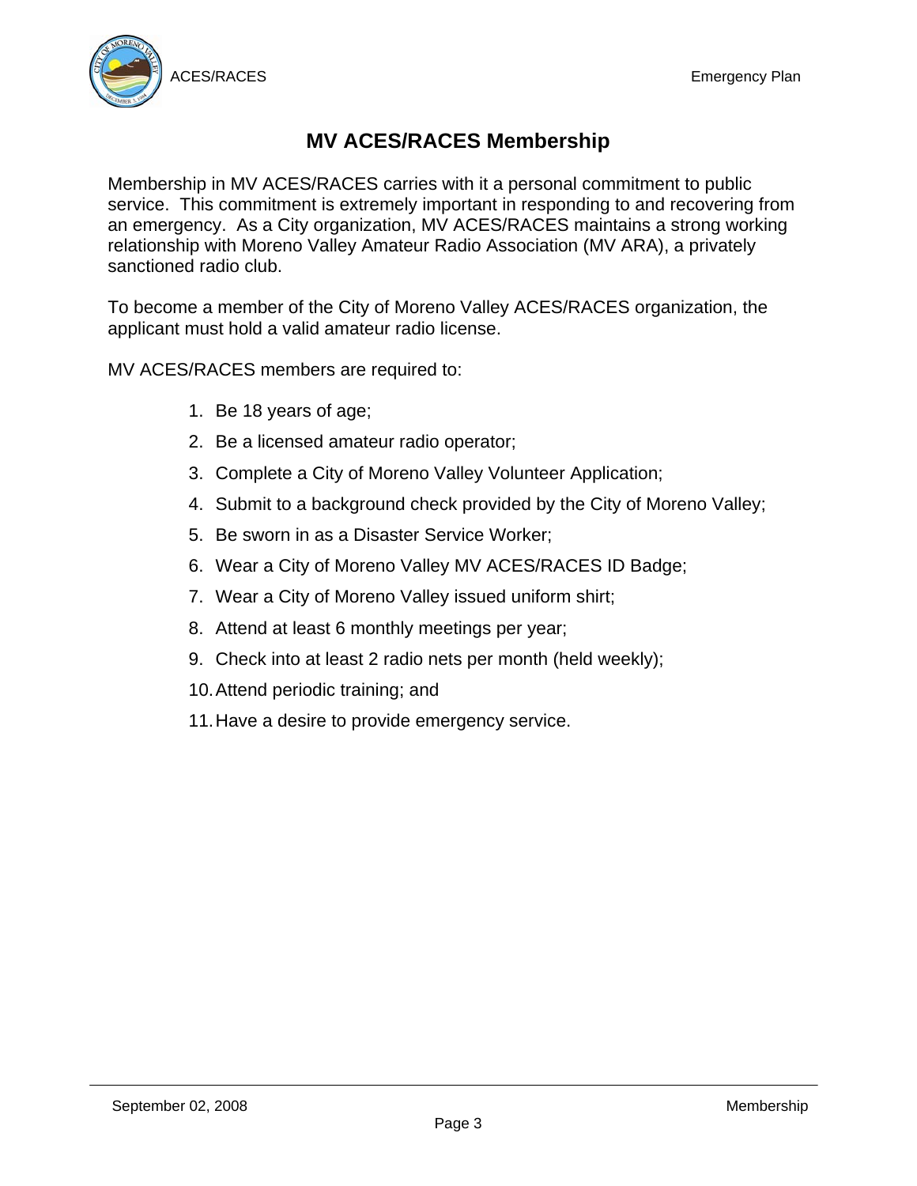# MV ACES/RACES Membership

Membership in MV ACES/RACES carries with it a personal commitment to public service. This commitment is extremely important in responding to and recovering from an emergency. As a City organization, MV ACES/RACES maintains a strong working relationship with Moreno Valley Amateur Radio Association (MV ARA), a privately sanctioned radio club.

To become a member of the City of Moreno Valley ACES/RACES organization, the applicant must hold a valid amateur radio license.

MV ACES/RACES members are required to:

1. Be 18 years of age;
2. Be a licensed amateur radio operator;
3. Complete a City of Moreno Valley Volunteer Application;
4. Submit to a background check provided by the City of Moreno Valley;
5. Be sworn in as a Disaster Service Worker;
6. Wear a City of Moreno Valley MV ACES/RACES ID Badge;
7. Wear a City of Moreno Valley issued uniform shirt;
8. Attend at least 6 monthly meetings per year;
9. Check into at least 2 radio nets per month (held weekly);
10. Attend periodic training; and
11. Have a desire to provide emergency service.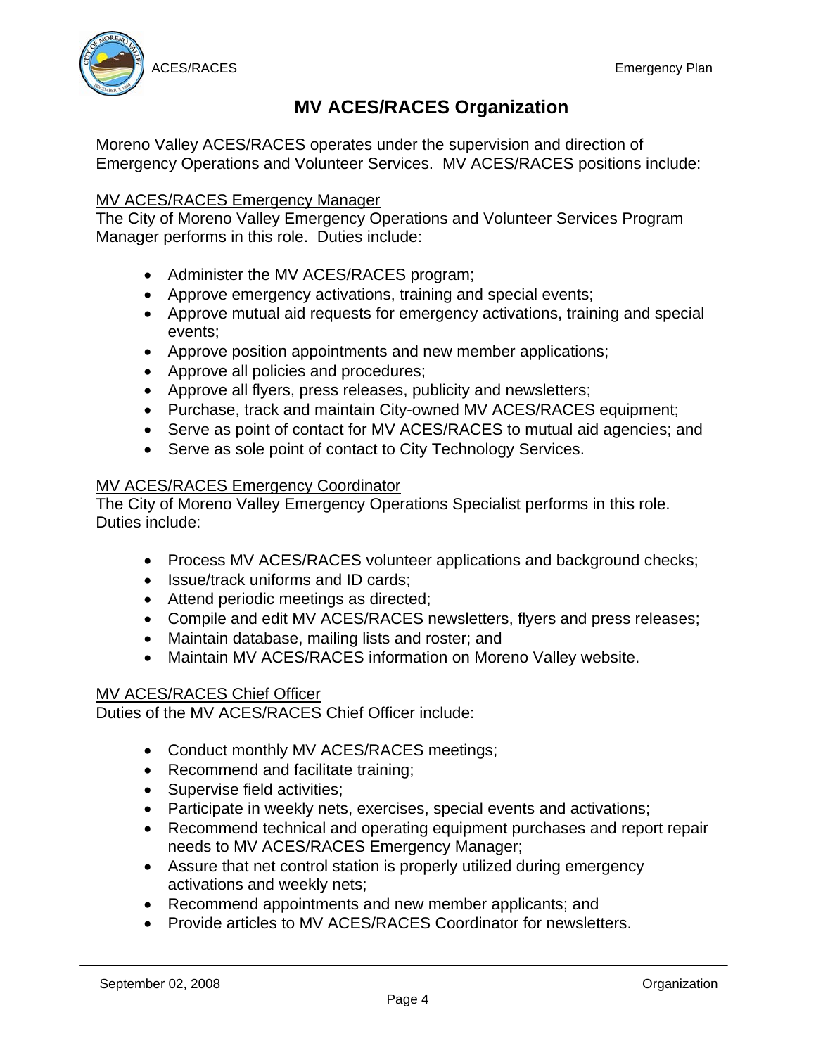# MV ACES/RACES Organization

Moreno Valley ACES/RACES operates under the supervision and direction of Emergency Operations and Volunteer Services. MV ACES/RACES positions include:

<u>MV ACES/RACES Emergency Manager</u>
The City of Moreno Valley Emergency Operations and Volunteer Services Program Manager performs in this role. Duties include:

- Administer the MV ACES/RACES program;
- Approve emergency activations, training and special events;
- Approve mutual aid requests for emergency activations, training and special events;
- Approve position appointments and new member applications;
- Approve all policies and procedures;
- Approve all flyers, press releases, publicity and newsletters;
- Purchase, track and maintain City-owned MV ACES/RACES equipment;
- Serve as point of contact for MV ACES/RACES to mutual aid agencies; and
- Serve as sole point of contact to City Technology Services.

<u>MV ACES/RACES Emergency Coordinator</u>
The City of Moreno Valley Emergency Operations Specialist performs in this role. Duties include:

- Process MV ACES/RACES volunteer applications and background checks;
- Issue/track uniforms and ID cards;
- Attend periodic meetings as directed;
- Compile and edit MV ACES/RACES newsletters, flyers and press releases;
- Maintain database, mailing lists and roster; and
- Maintain MV ACES/RACES information on Moreno Valley website.

<u>MV ACES/RACES Chief Officer</u>
Duties of the MV ACES/RACES Chief Officer include:

- Conduct monthly MV ACES/RACES meetings;
- Recommend and facilitate training;
- Supervise field activities;
- Participate in weekly nets, exercises, special events and activations;
- Recommend technical and operating equipment purchases and report repair needs to MV ACES/RACES Emergency Manager;
- Assure that net control station is properly utilized during emergency activations and weekly nets;
- Recommend appointments and new member applicants; and
- Provide articles to MV ACES/RACES Coordinator for newsletters.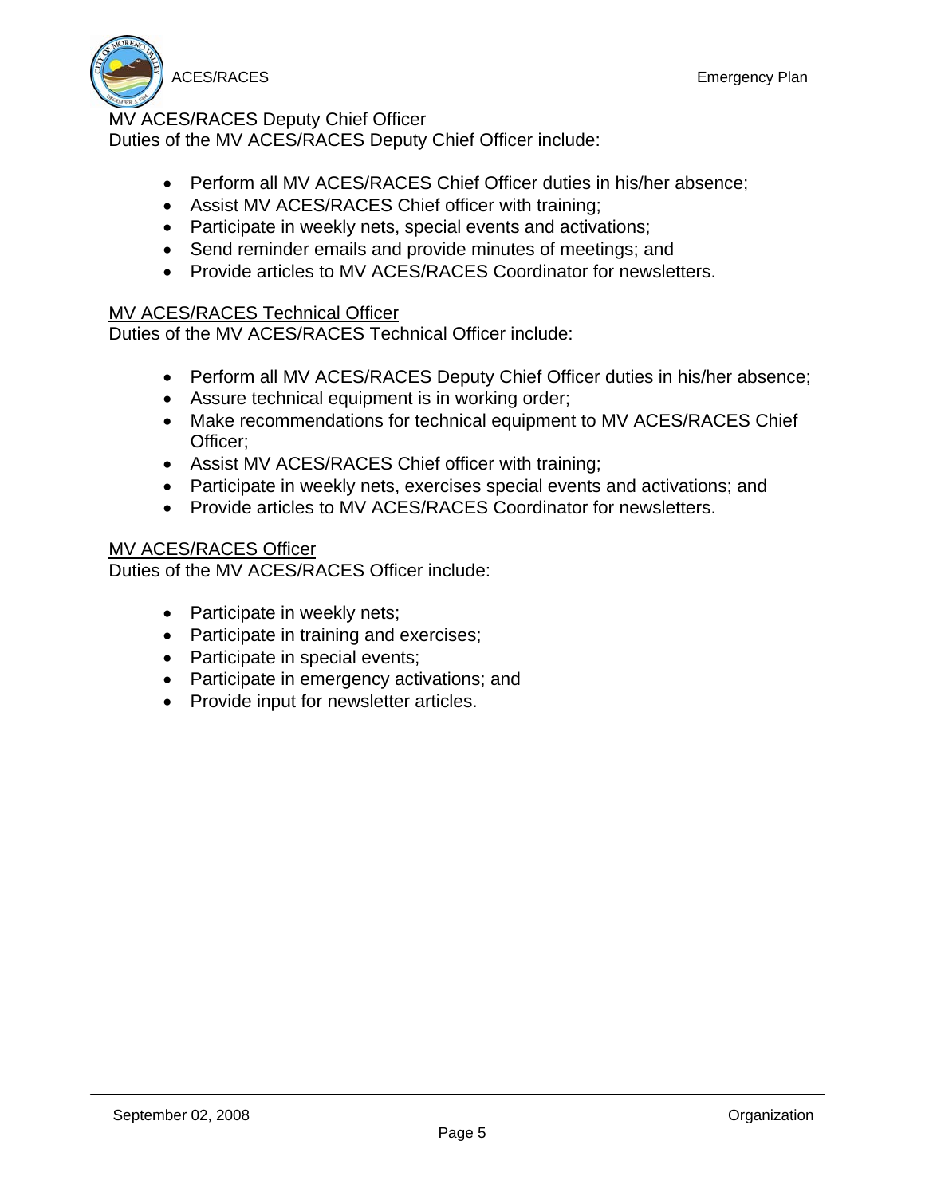MV ACES/RACES Deputy Chief Officer

Duties of the MV ACES/RACES Deputy Chief Officer include:

- Perform all MV ACES/RACES Chief Officer duties in his/her absence;
- Assist MV ACES/RACES Chief officer with training;
- Participate in weekly nets, special events and activations;
- Send reminder emails and provide minutes of meetings; and
- Provide articles to MV ACES/RACES Coordinator for newsletters.

MV ACES/RACES Technical Officer

Duties of the MV ACES/RACES Technical Officer include:

- Perform all MV ACES/RACES Deputy Chief Officer duties in his/her absence;
- Assure technical equipment is in working order;
- Make recommendations for technical equipment to MV ACES/RACES Chief Officer;
- Assist MV ACES/RACES Chief officer with training;
- Participate in weekly nets, exercises special events and activations; and
- Provide articles to MV ACES/RACES Coordinator for newsletters.

MV ACES/RACES Officer

Duties of the MV ACES/RACES Officer include:

- Participate in weekly nets;
- Participate in training and exercises;
- Participate in special events;
- Participate in emergency activations; and
- Provide input for newsletter articles.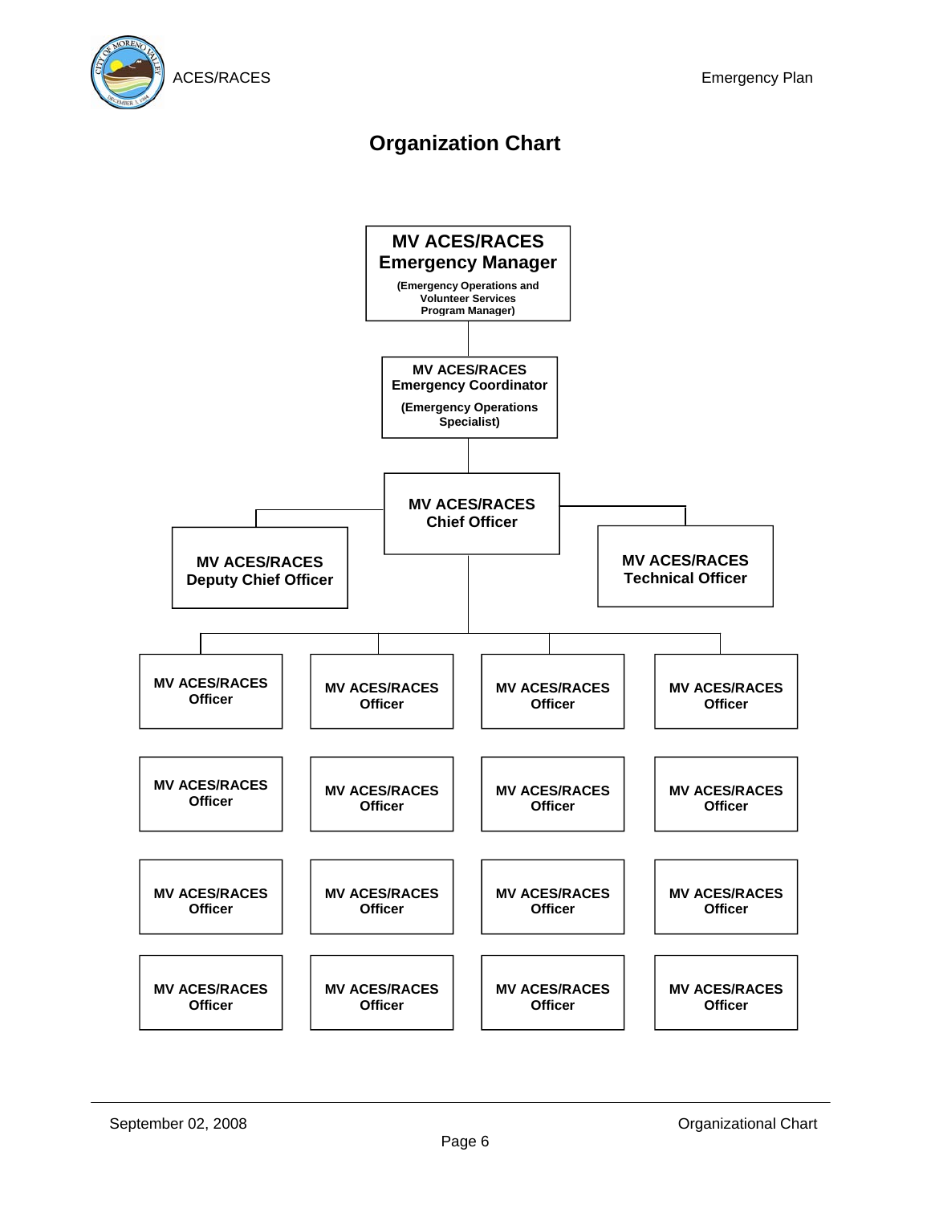# Organization Chart

**MV ACES/RACES Emergency Manager**
(Emergency Operations and Volunteer Services Program Manager)

**MV ACES/RACES Emergency Coordinator**
(Emergency Operations Specialist)

**MV ACES/RACES Chief Officer**

**MV ACES/RACES Deputy Chief Officer**

**MV ACES/RACES Technical Officer**

| | | | |
|---|---|---|---|
| MV ACES/RACES Officer | MV ACES/RACES Officer | MV ACES/RACES Officer | MV ACES/RACES Officer |
| MV ACES/RACES Officer | MV ACES/RACES Officer | MV ACES/RACES Officer | MV ACES/RACES Officer |
| MV ACES/RACES Officer | MV ACES/RACES Officer | MV ACES/RACES Officer | MV ACES/RACES Officer |
| MV ACES/RACES Officer | MV ACES/RACES Officer | MV ACES/RACES Officer | MV ACES/RACES Officer |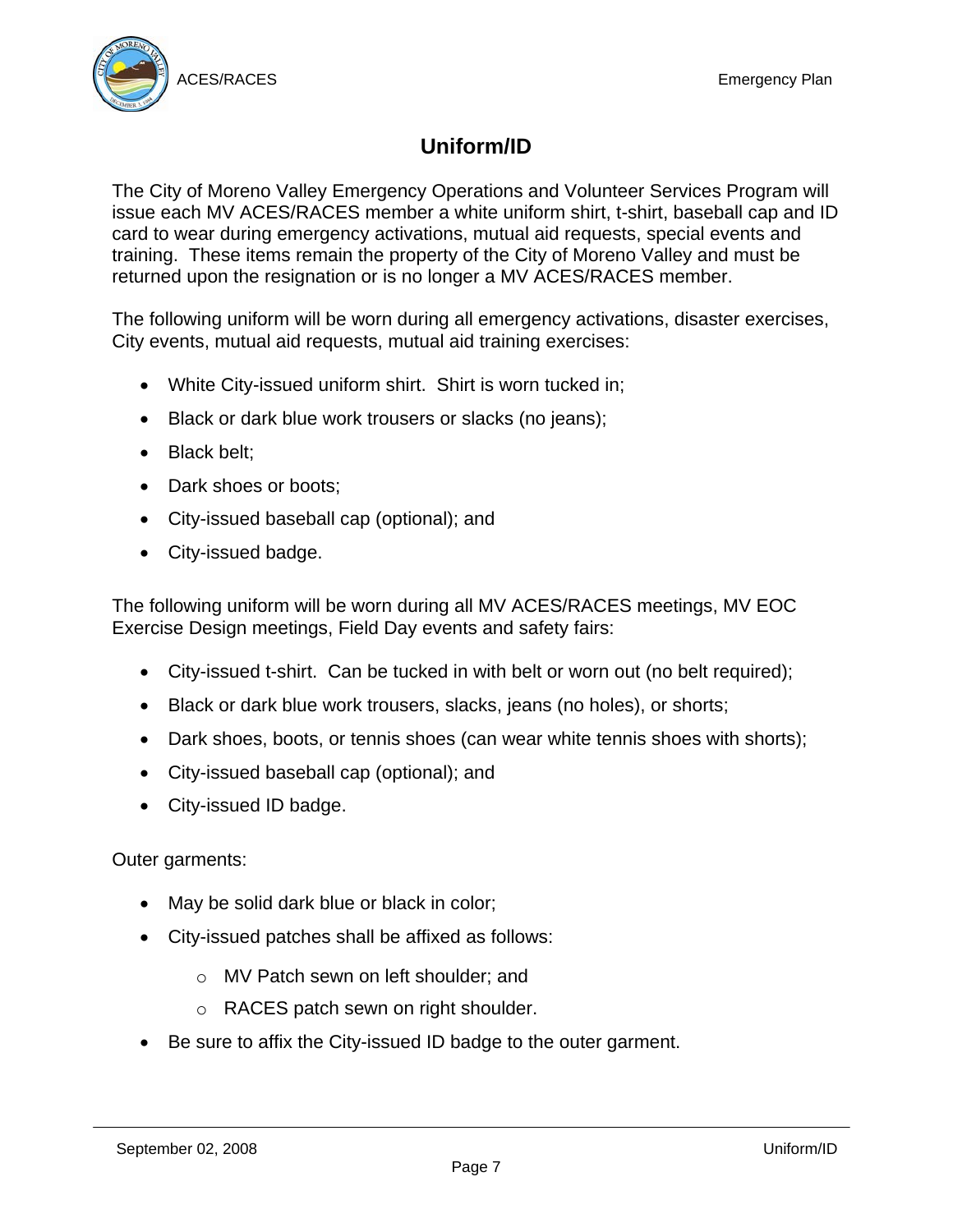# Uniform/ID

The City of Moreno Valley Emergency Operations and Volunteer Services Program will issue each MV ACES/RACES member a white uniform shirt, t-shirt, baseball cap and ID card to wear during emergency activations, mutual aid requests, special events and training. These items remain the property of the City of Moreno Valley and must be returned upon the resignation or is no longer a MV ACES/RACES member.

The following uniform will be worn during all emergency activations, disaster exercises, City events, mutual aid requests, mutual aid training exercises:

- White City-issued uniform shirt. Shirt is worn tucked in;
- Black or dark blue work trousers or slacks (no jeans);
- Black belt;
- Dark shoes or boots;
- City-issued baseball cap (optional); and
- City-issued badge.

The following uniform will be worn during all MV ACES/RACES meetings, MV EOC Exercise Design meetings, Field Day events and safety fairs:

- City-issued t-shirt. Can be tucked in with belt or worn out (no belt required);
- Black or dark blue work trousers, slacks, jeans (no holes), or shorts;
- Dark shoes, boots, or tennis shoes (can wear white tennis shoes with shorts);
- City-issued baseball cap (optional); and
- City-issued ID badge.

Outer garments:

- May be solid dark blue or black in color;
- City-issued patches shall be affixed as follows:
  - MV Patch sewn on left shoulder; and
  - RACES patch sewn on right shoulder.
- Be sure to affix the City-issued ID badge to the outer garment.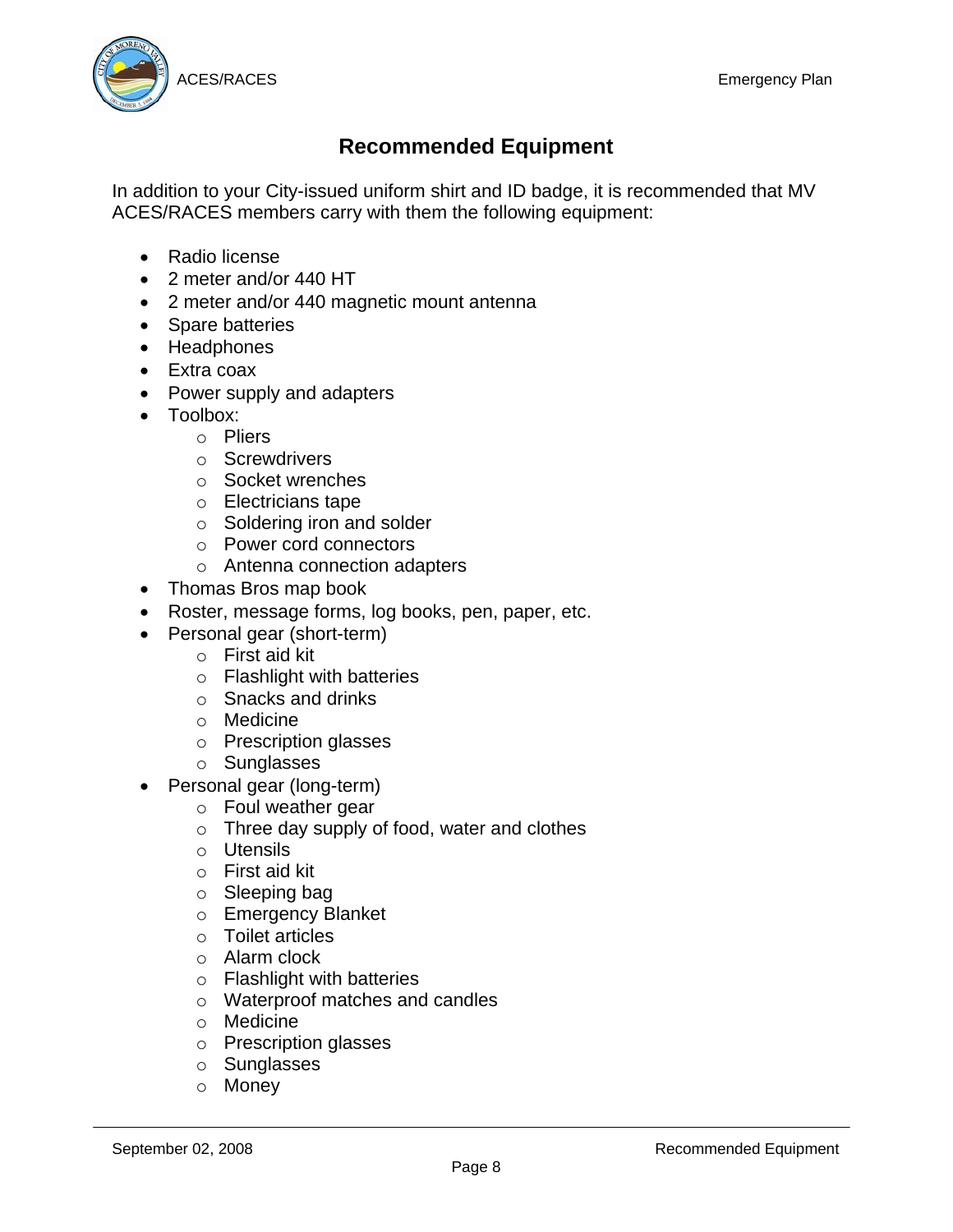# Recommended Equipment

In addition to your City-issued uniform shirt and ID badge, it is recommended that MV ACES/RACES members carry with them the following equipment:

- Radio license
- 2 meter and/or 440 HT
- 2 meter and/or 440 magnetic mount antenna
- Spare batteries
- Headphones
- Extra coax
- Power supply and adapters
- Toolbox:
    - Pliers
    - Screwdrivers
    - Socket wrenches
    - Electricians tape
    - Soldering iron and solder
    - Power cord connectors
    - Antenna connection adapters
- Thomas Bros map book
- Roster, message forms, log books, pen, paper, etc.
- Personal gear (short-term)
    - First aid kit
    - Flashlight with batteries
    - Snacks and drinks
    - Medicine
    - Prescription glasses
    - Sunglasses
- Personal gear (long-term)
    - Foul weather gear
    - Three day supply of food, water and clothes
    - Utensils
    - First aid kit
    - Sleeping bag
    - Emergency Blanket
    - Toilet articles
    - Alarm clock
    - Flashlight with batteries
    - Waterproof matches and candles
    - Medicine
    - Prescription glasses
    - Sunglasses
    - Money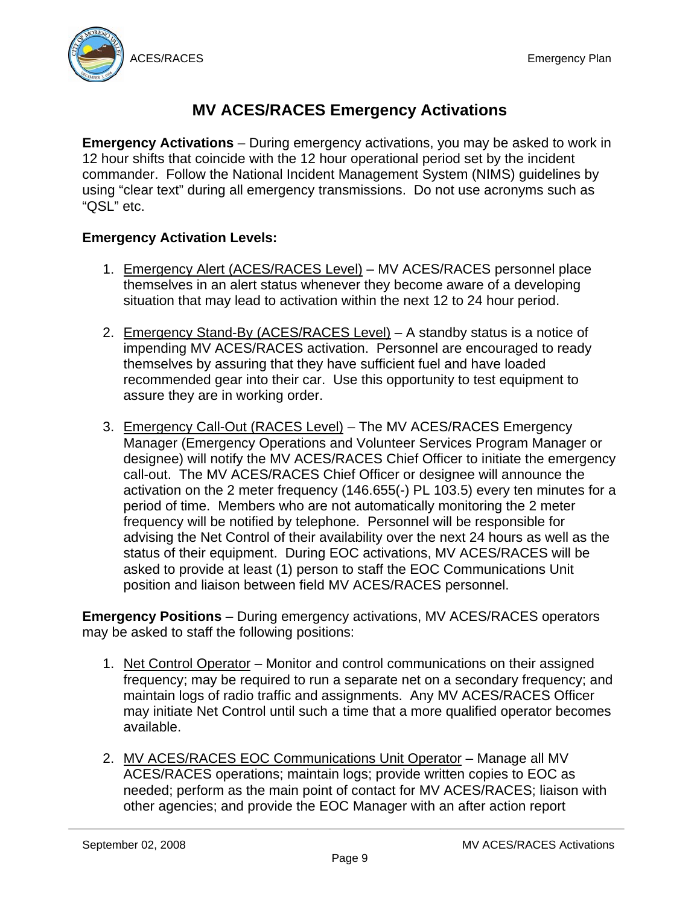# MV ACES/RACES Emergency Activations

**Emergency Activations** – During emergency activations, you may be asked to work in 12 hour shifts that coincide with the 12 hour operational period set by the incident commander. Follow the National Incident Management System (NIMS) guidelines by using "clear text" during all emergency transmissions. Do not use acronyms such as "QSL" etc.

**Emergency Activation Levels:**

1. <u>Emergency Alert (ACES/RACES Level)</u> – MV ACES/RACES personnel place themselves in an alert status whenever they become aware of a developing situation that may lead to activation within the next 12 to 24 hour period.

2. <u>Emergency Stand-By (ACES/RACES Level)</u> – A standby status is a notice of impending MV ACES/RACES activation. Personnel are encouraged to ready themselves by assuring that they have sufficient fuel and have loaded recommended gear into their car. Use this opportunity to test equipment to assure they are in working order.

3. <u>Emergency Call-Out (RACES Level)</u> – The MV ACES/RACES Emergency Manager (Emergency Operations and Volunteer Services Program Manager or designee) will notify the MV ACES/RACES Chief Officer to initiate the emergency call-out. The MV ACES/RACES Chief Officer or designee will announce the activation on the 2 meter frequency (146.655(-) PL 103.5) every ten minutes for a period of time. Members who are not automatically monitoring the 2 meter frequency will be notified by telephone. Personnel will be responsible for advising the Net Control of their availability over the next 24 hours as well as the status of their equipment. During EOC activations, MV ACES/RACES will be asked to provide at least (1) person to staff the EOC Communications Unit position and liaison between field MV ACES/RACES personnel.

**Emergency Positions** – During emergency activations, MV ACES/RACES operators may be asked to staff the following positions:

1. <u>Net Control Operator</u> – Monitor and control communications on their assigned frequency; may be required to run a separate net on a secondary frequency; and maintain logs of radio traffic and assignments. Any MV ACES/RACES Officer may initiate Net Control until such a time that a more qualified operator becomes available.

2. <u>MV ACES/RACES EOC Communications Unit Operator</u> – Manage all MV ACES/RACES operations; maintain logs; provide written copies to EOC as needed; perform as the main point of contact for MV ACES/RACES; liaison with other agencies; and provide the EOC Manager with an after action report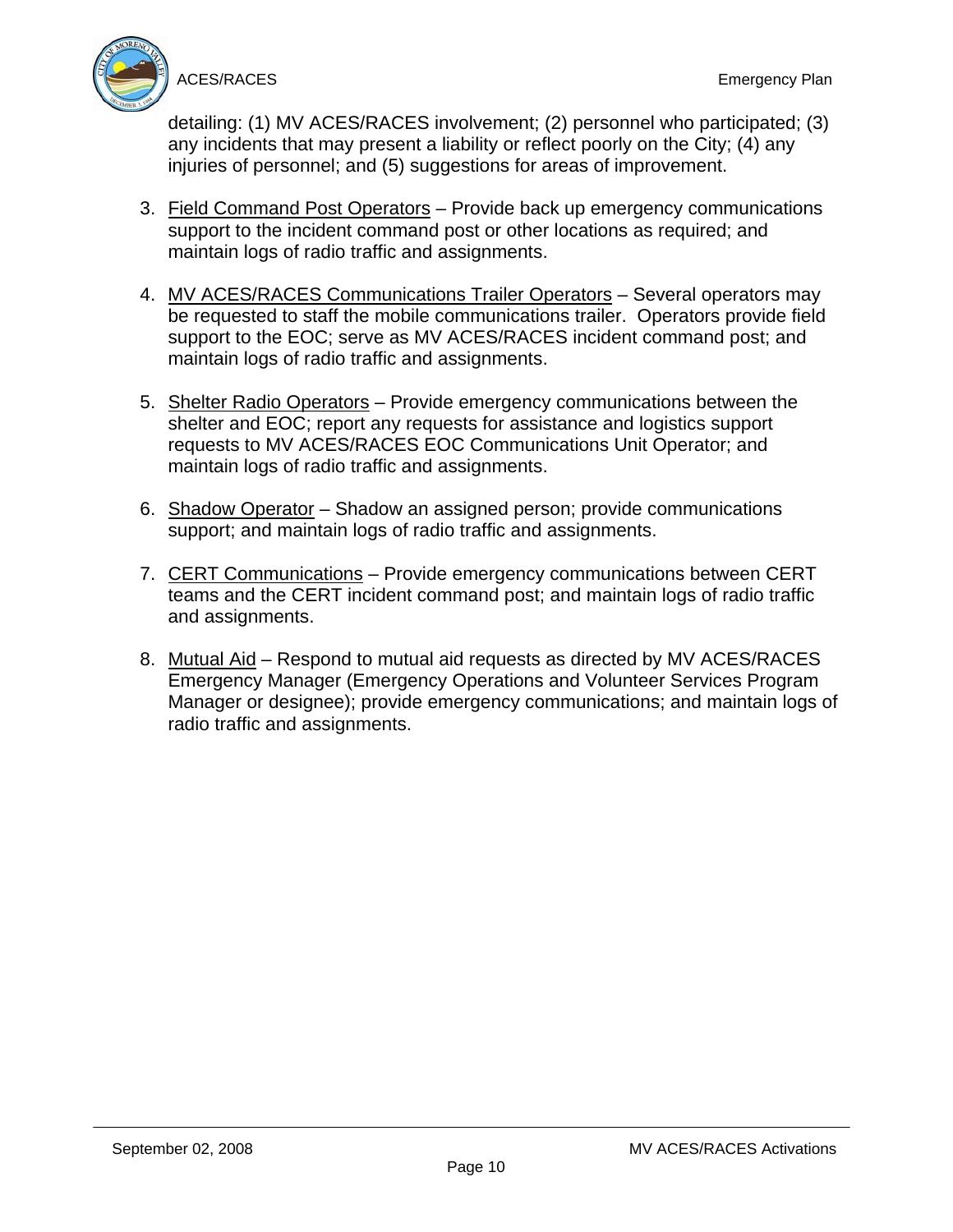detailing: (1) MV ACES/RACES involvement; (2) personnel who participated; (3) any incidents that may present a liability or reflect poorly on the City; (4) any injuries of personnel; and (5) suggestions for areas of improvement.

3. Field Command Post Operators – Provide back up emergency communications support to the incident command post or other locations as required; and maintain logs of radio traffic and assignments.

4. MV ACES/RACES Communications Trailer Operators – Several operators may be requested to staff the mobile communications trailer. Operators provide field support to the EOC; serve as MV ACES/RACES incident command post; and maintain logs of radio traffic and assignments.

5. Shelter Radio Operators – Provide emergency communications between the shelter and EOC; report any requests for assistance and logistics support requests to MV ACES/RACES EOC Communications Unit Operator; and maintain logs of radio traffic and assignments.

6. Shadow Operator – Shadow an assigned person; provide communications support; and maintain logs of radio traffic and assignments.

7. CERT Communications – Provide emergency communications between CERT teams and the CERT incident command post; and maintain logs of radio traffic and assignments.

8. Mutual Aid – Respond to mutual aid requests as directed by MV ACES/RACES Emergency Manager (Emergency Operations and Volunteer Services Program Manager or designee); provide emergency communications; and maintain logs of radio traffic and assignments.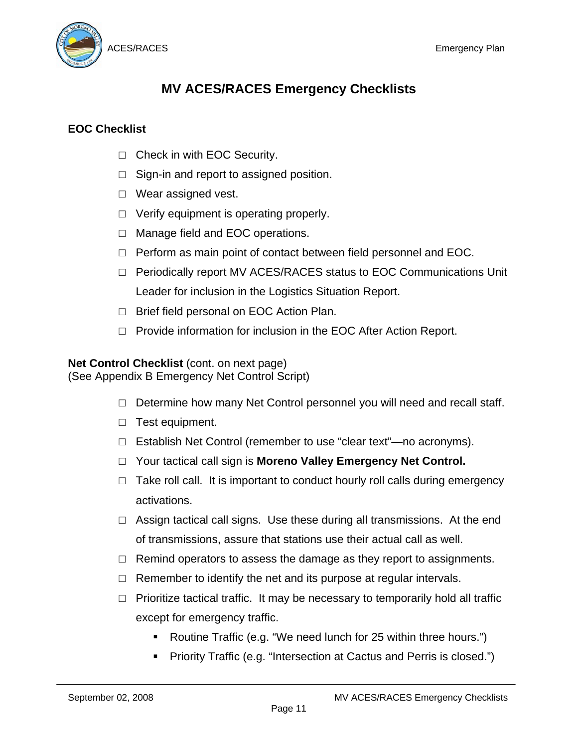# MV ACES/RACES Emergency Checklists

**EOC Checklist**

- ☐ Check in with EOC Security.
- ☐ Sign-in and report to assigned position.
- ☐ Wear assigned vest.
- ☐ Verify equipment is operating properly.
- ☐ Manage field and EOC operations.
- ☐ Perform as main point of contact between field personnel and EOC.
- ☐ Periodically report MV ACES/RACES status to EOC Communications Unit Leader for inclusion in the Logistics Situation Report.
- ☐ Brief field personal on EOC Action Plan.
- ☐ Provide information for inclusion in the EOC After Action Report.

**Net Control Checklist** (cont. on next page)
(See Appendix B Emergency Net Control Script)

- ☐ Determine how many Net Control personnel you will need and recall staff.
- ☐ Test equipment.
- ☐ Establish Net Control (remember to use "clear text"—no acronyms).
- ☐ Your tactical call sign is **Moreno Valley Emergency Net Control.**
- ☐ Take roll call. It is important to conduct hourly roll calls during emergency activations.
- ☐ Assign tactical call signs. Use these during all transmissions. At the end of transmissions, assure that stations use their actual call as well.
- ☐ Remind operators to assess the damage as they report to assignments.
- ☐ Remember to identify the net and its purpose at regular intervals.
- ☐ Prioritize tactical traffic. It may be necessary to temporarily hold all traffic except for emergency traffic.
  - Routine Traffic (e.g. "We need lunch for 25 within three hours.")
  - Priority Traffic (e.g. "Intersection at Cactus and Perris is closed.")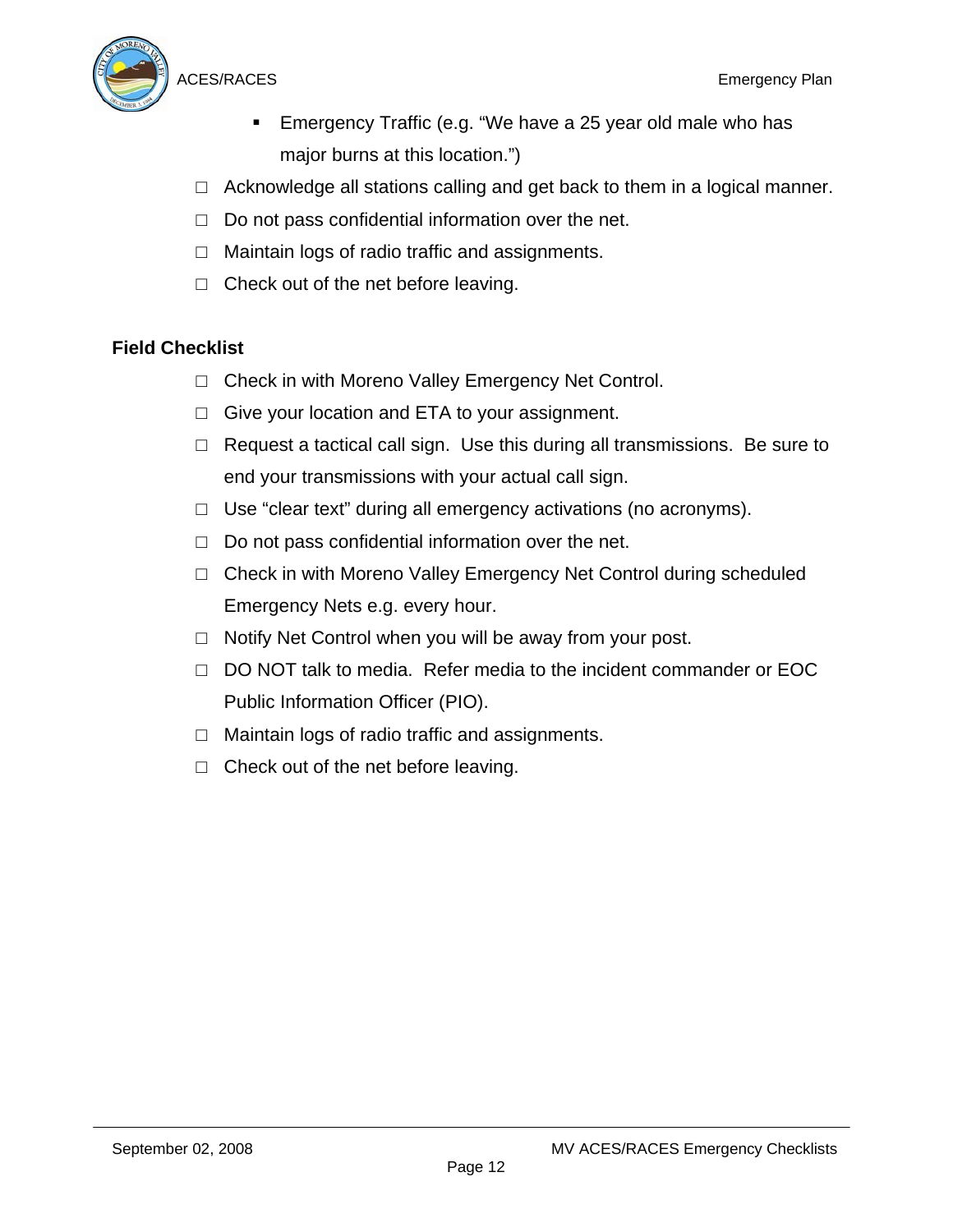- Emergency Traffic (e.g. “We have a 25 year old male who has major burns at this location.”)
- ☐ Acknowledge all stations calling and get back to them in a logical manner.
- ☐ Do not pass confidential information over the net.
- ☐ Maintain logs of radio traffic and assignments.
- ☐ Check out of the net before leaving.

**Field Checklist**

- ☐ Check in with Moreno Valley Emergency Net Control.
- ☐ Give your location and ETA to your assignment.
- ☐ Request a tactical call sign. Use this during all transmissions. Be sure to end your transmissions with your actual call sign.
- ☐ Use “clear text” during all emergency activations (no acronyms).
- ☐ Do not pass confidential information over the net.
- ☐ Check in with Moreno Valley Emergency Net Control during scheduled Emergency Nets e.g. every hour.
- ☐ Notify Net Control when you will be away from your post.
- ☐ DO NOT talk to media. Refer media to the incident commander or EOC Public Information Officer (PIO).
- ☐ Maintain logs of radio traffic and assignments.
- ☐ Check out of the net before leaving.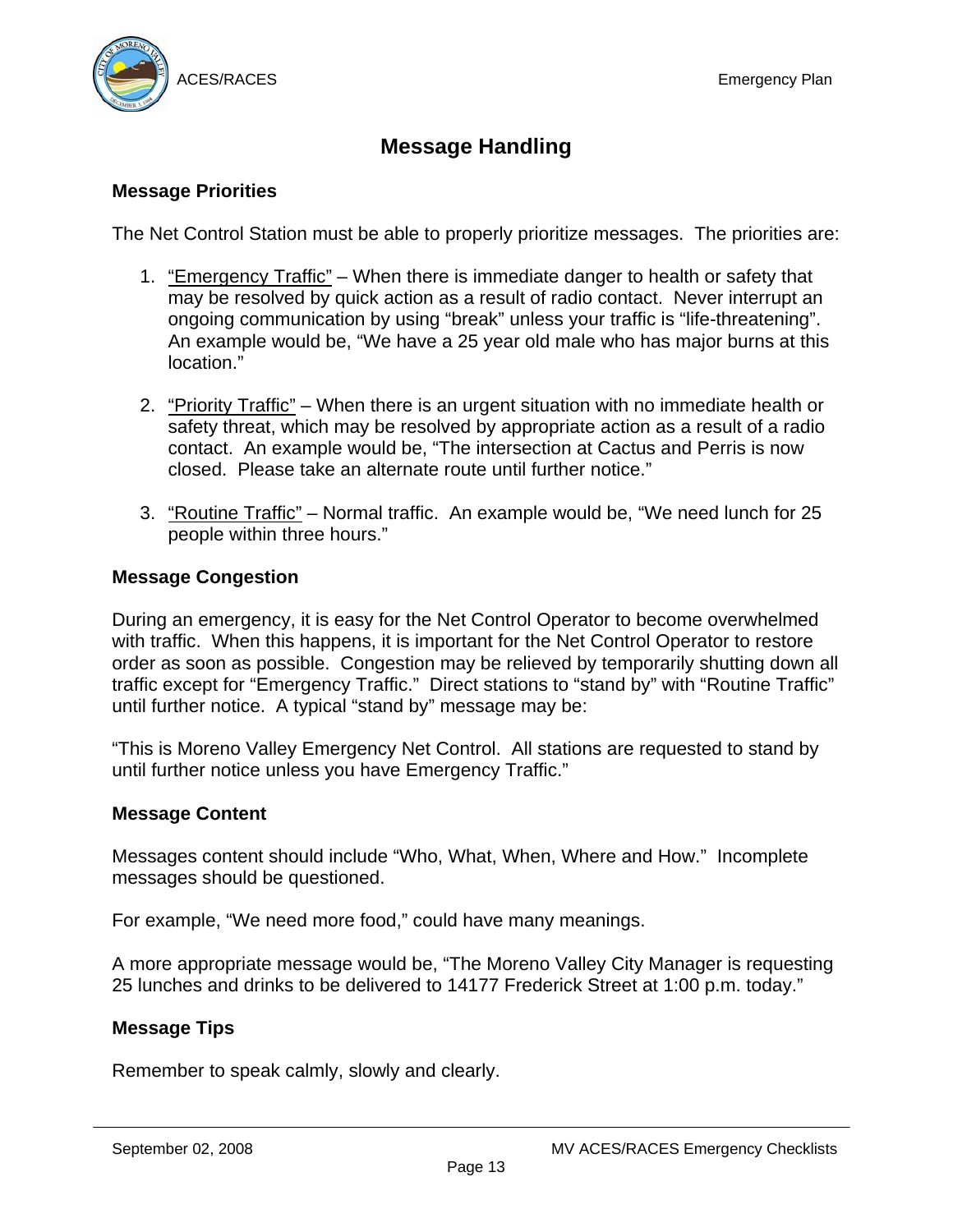# Message Handling

## Message Priorities

The Net Control Station must be able to properly prioritize messages. The priorities are:

1. "Emergency Traffic" – When there is immediate danger to health or safety that may be resolved by quick action as a result of radio contact. Never interrupt an ongoing communication by using "break" unless your traffic is "life-threatening". An example would be, "We have a 25 year old male who has major burns at this location."

2. "Priority Traffic" – When there is an urgent situation with no immediate health or safety threat, which may be resolved by appropriate action as a result of a radio contact. An example would be, "The intersection at Cactus and Perris is now closed. Please take an alternate route until further notice."

3. "Routine Traffic" – Normal traffic. An example would be, "We need lunch for 25 people within three hours."

## Message Congestion

During an emergency, it is easy for the Net Control Operator to become overwhelmed with traffic. When this happens, it is important for the Net Control Operator to restore order as soon as possible. Congestion may be relieved by temporarily shutting down all traffic except for "Emergency Traffic." Direct stations to "stand by" with "Routine Traffic" until further notice. A typical "stand by" message may be:

"This is Moreno Valley Emergency Net Control. All stations are requested to stand by until further notice unless you have Emergency Traffic."

## Message Content

Messages content should include "Who, What, When, Where and How." Incomplete messages should be questioned.

For example, "We need more food," could have many meanings.

A more appropriate message would be, "The Moreno Valley City Manager is requesting 25 lunches and drinks to be delivered to 14177 Frederick Street at 1:00 p.m. today."

## Message Tips

Remember to speak calmly, slowly and clearly.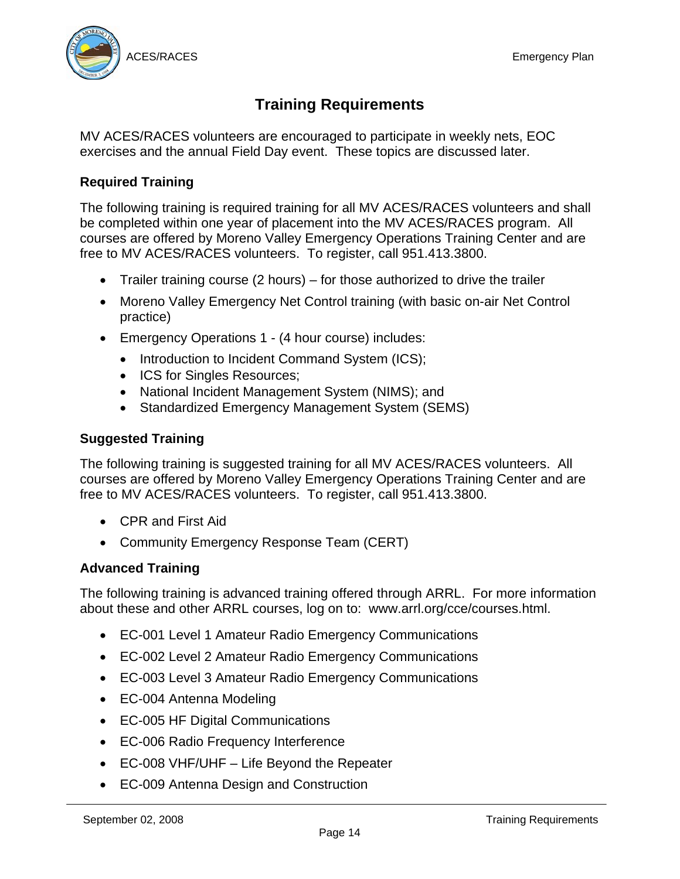# Training Requirements

MV ACES/RACES volunteers are encouraged to participate in weekly nets, EOC exercises and the annual Field Day event. These topics are discussed later.

### Required Training

The following training is required training for all MV ACES/RACES volunteers and shall be completed within one year of placement into the MV ACES/RACES program. All courses are offered by Moreno Valley Emergency Operations Training Center and are free to MV ACES/RACES volunteers. To register, call 951.413.3800.

- Trailer training course (2 hours) – for those authorized to drive the trailer
- Moreno Valley Emergency Net Control training (with basic on-air Net Control practice)
- Emergency Operations 1 - (4 hour course) includes:
  - Introduction to Incident Command System (ICS);
  - ICS for Singles Resources;
  - National Incident Management System (NIMS); and
  - Standardized Emergency Management System (SEMS)

### Suggested Training

The following training is suggested training for all MV ACES/RACES volunteers. All courses are offered by Moreno Valley Emergency Operations Training Center and are free to MV ACES/RACES volunteers. To register, call 951.413.3800.

- CPR and First Aid
- Community Emergency Response Team (CERT)

### Advanced Training

The following training is advanced training offered through ARRL. For more information about these and other ARRL courses, log on to: www.arrl.org/cce/courses.html.

- EC-001 Level 1 Amateur Radio Emergency Communications
- EC-002 Level 2 Amateur Radio Emergency Communications
- EC-003 Level 3 Amateur Radio Emergency Communications
- EC-004 Antenna Modeling
- EC-005 HF Digital Communications
- EC-006 Radio Frequency Interference
- EC-008 VHF/UHF – Life Beyond the Repeater
- EC-009 Antenna Design and Construction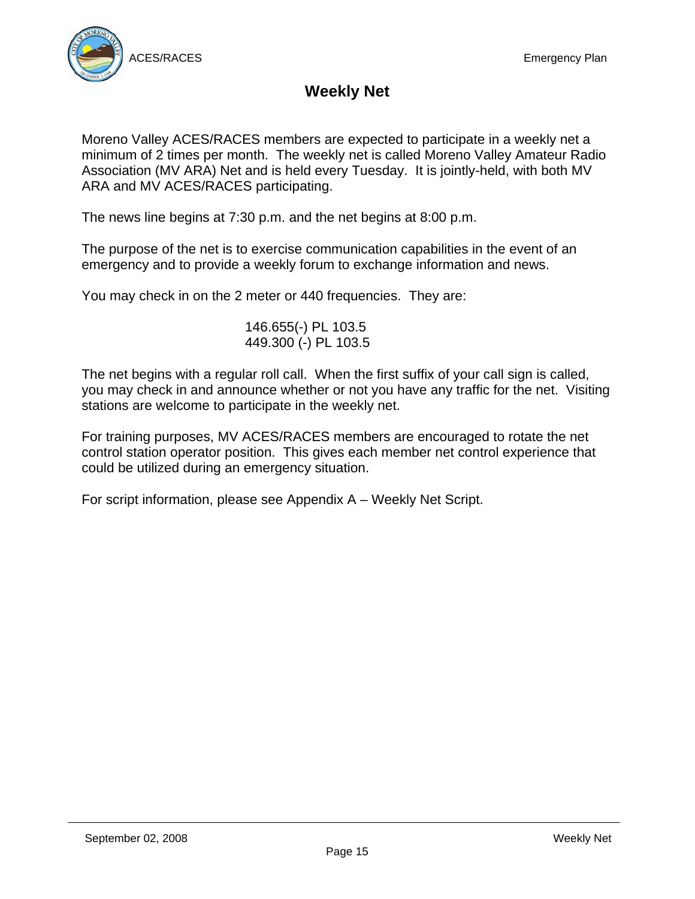# Weekly Net

Moreno Valley ACES/RACES members are expected to participate in a weekly net a minimum of 2 times per month. The weekly net is called Moreno Valley Amateur Radio Association (MV ARA) Net and is held every Tuesday. It is jointly-held, with both MV ARA and MV ACES/RACES participating.

The news line begins at 7:30 p.m. and the net begins at 8:00 p.m.

The purpose of the net is to exercise communication capabilities in the event of an emergency and to provide a weekly forum to exchange information and news.

You may check in on the 2 meter or 440 frequencies. They are:

146.655(-) PL 103.5
449.300 (-) PL 103.5

The net begins with a regular roll call. When the first suffix of your call sign is called, you may check in and announce whether or not you have any traffic for the net. Visiting stations are welcome to participate in the weekly net.

For training purposes, MV ACES/RACES members are encouraged to rotate the net control station operator position. This gives each member net control experience that could be utilized during an emergency situation.

For script information, please see Appendix A – Weekly Net Script.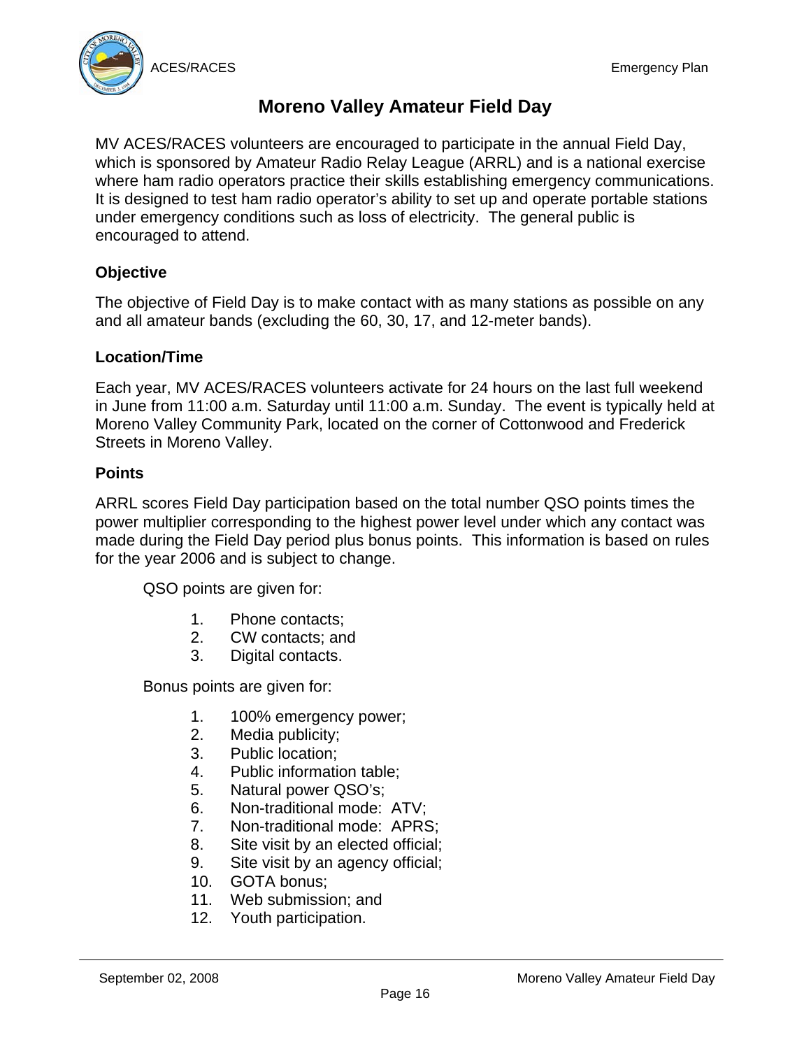# Moreno Valley Amateur Field Day

MV ACES/RACES volunteers are encouraged to participate in the annual Field Day, which is sponsored by Amateur Radio Relay League (ARRL) and is a national exercise where ham radio operators practice their skills establishing emergency communications. It is designed to test ham radio operator's ability to set up and operate portable stations under emergency conditions such as loss of electricity. The general public is encouraged to attend.

**Objective**

The objective of Field Day is to make contact with as many stations as possible on any and all amateur bands (excluding the 60, 30, 17, and 12-meter bands).

**Location/Time**

Each year, MV ACES/RACES volunteers activate for 24 hours on the last full weekend in June from 11:00 a.m. Saturday until 11:00 a.m. Sunday. The event is typically held at Moreno Valley Community Park, located on the corner of Cottonwood and Frederick Streets in Moreno Valley.

**Points**

ARRL scores Field Day participation based on the total number QSO points times the power multiplier corresponding to the highest power level under which any contact was made during the Field Day period plus bonus points. This information is based on rules for the year 2006 and is subject to change.

QSO points are given for:

1. Phone contacts;
2. CW contacts; and
3. Digital contacts.

Bonus points are given for:

1. 100% emergency power;
2. Media publicity;
3. Public location;
4. Public information table;
5. Natural power QSO's;
6. Non-traditional mode: ATV;
7. Non-traditional mode: APRS;
8. Site visit by an elected official;
9. Site visit by an agency official;
10. GOTA bonus;
11. Web submission; and
12. Youth participation.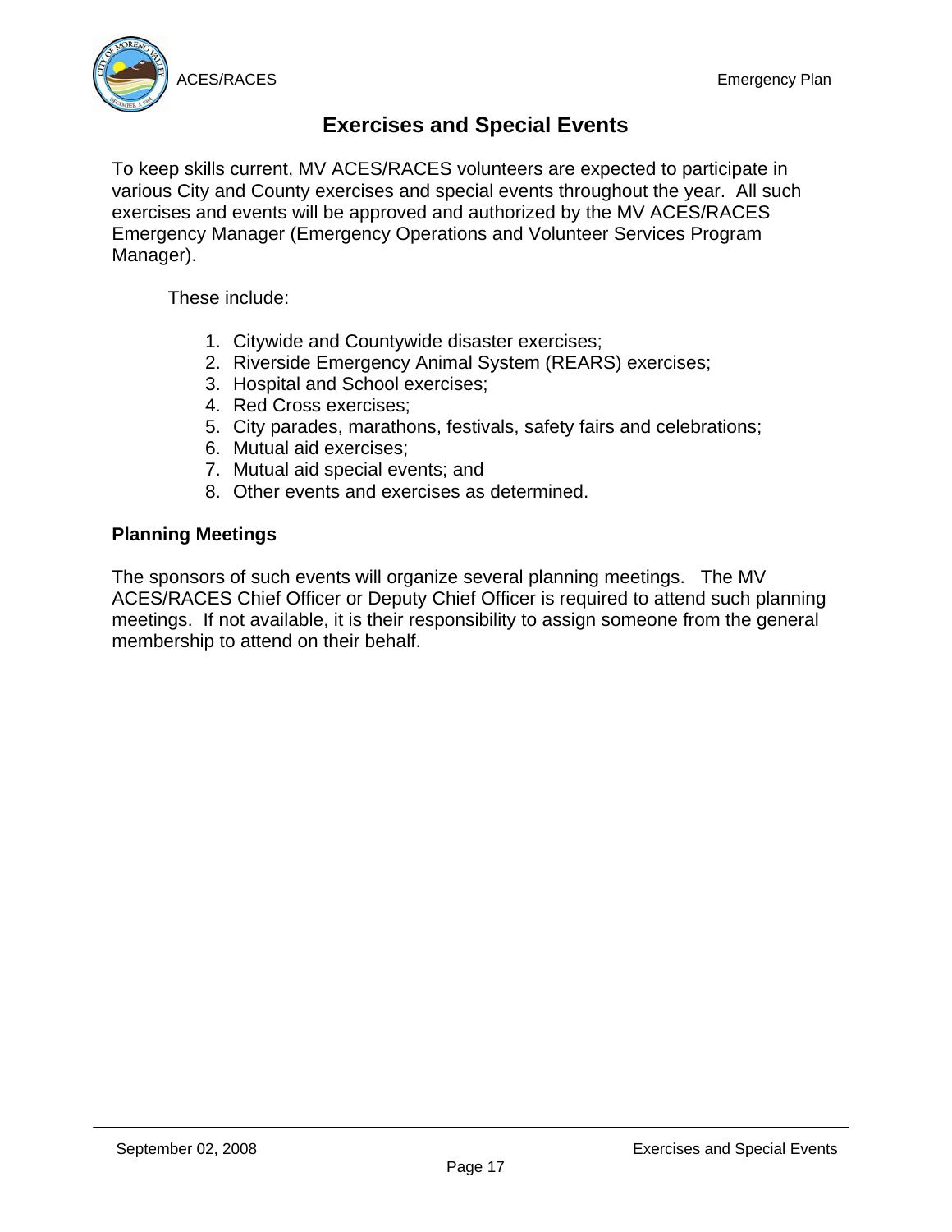# Exercises and Special Events

To keep skills current, MV ACES/RACES volunteers are expected to participate in various City and County exercises and special events throughout the year. All such exercises and events will be approved and authorized by the MV ACES/RACES Emergency Manager (Emergency Operations and Volunteer Services Program Manager).

These include:

1. Citywide and Countywide disaster exercises;
2. Riverside Emergency Animal System (REARS) exercises;
3. Hospital and School exercises;
4. Red Cross exercises;
5. City parades, marathons, festivals, safety fairs and celebrations;
6. Mutual aid exercises;
7. Mutual aid special events; and
8. Other events and exercises as determined.

## Planning Meetings

The sponsors of such events will organize several planning meetings. The MV ACES/RACES Chief Officer or Deputy Chief Officer is required to attend such planning meetings. If not available, it is their responsibility to assign someone from the general membership to attend on their behalf.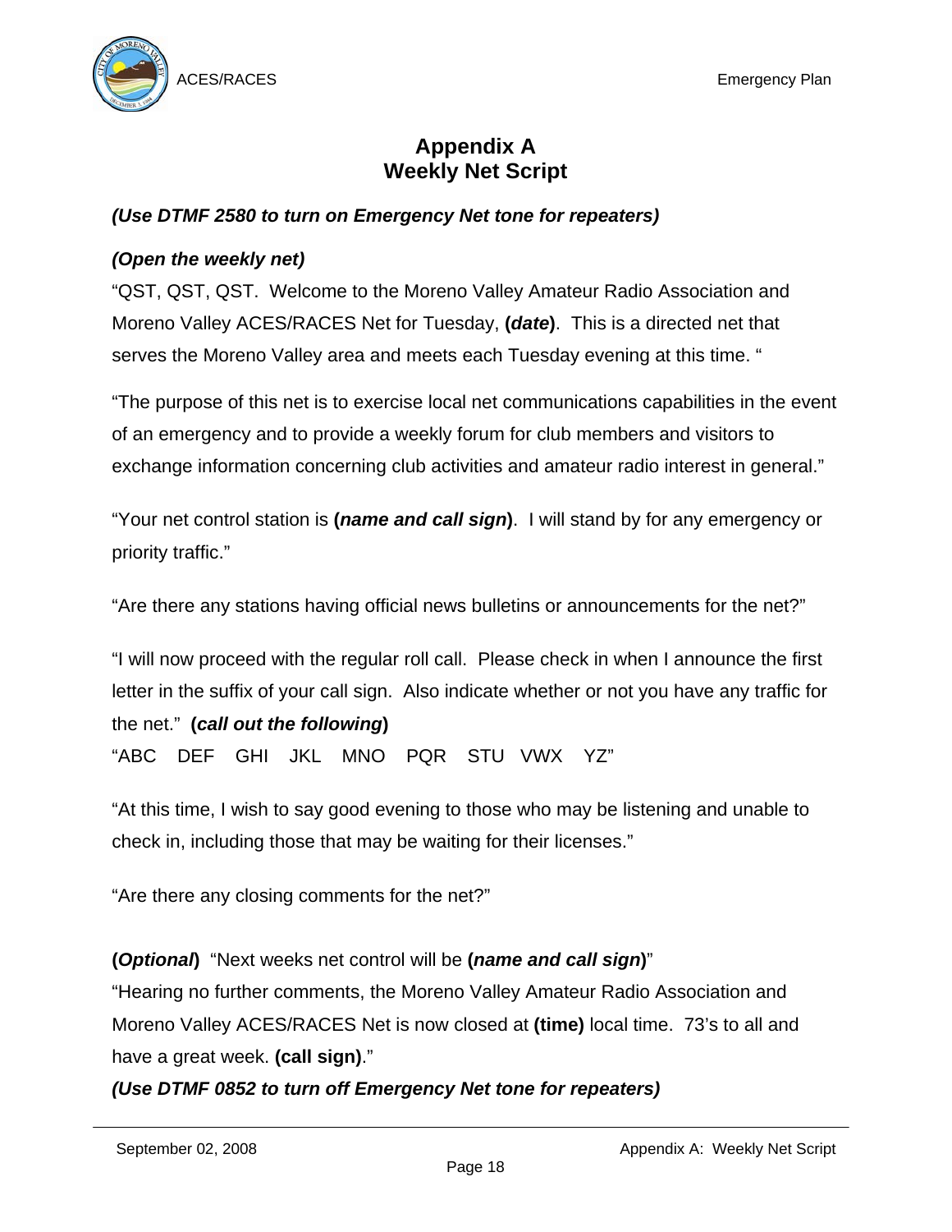# Appendix A
# Weekly Net Script

***(Use DTMF 2580 to turn on Emergency Net tone for repeaters)***

***(Open the weekly net)***

"QST, QST, QST. Welcome to the Moreno Valley Amateur Radio Association and Moreno Valley ACES/RACES Net for Tuesday, **(*date*)**. This is a directed net that serves the Moreno Valley area and meets each Tuesday evening at this time. "

"The purpose of this net is to exercise local net communications capabilities in the event of an emergency and to provide a weekly forum for club members and visitors to exchange information concerning club activities and amateur radio interest in general."

"Your net control station is **(*name and call sign*)**. I will stand by for any emergency or priority traffic."

"Are there any stations having official news bulletins or announcements for the net?"

"I will now proceed with the regular roll call. Please check in when I announce the first letter in the suffix of your call sign. Also indicate whether or not you have any traffic for the net." **(*call out the following*)**

"ABC DEF GHI JKL MNO PQR STU VWX YZ"

"At this time, I wish to say good evening to those who may be listening and unable to check in, including those that may be waiting for their licenses."

"Are there any closing comments for the net?"

**(*Optional*)** "Next weeks net control will be **(*name and call sign*)**"

"Hearing no further comments, the Moreno Valley Amateur Radio Association and Moreno Valley ACES/RACES Net is now closed at **(time)** local time. 73's to all and have a great week. **(call sign)**."

***(Use DTMF 0852 to turn off Emergency Net tone for repeaters)***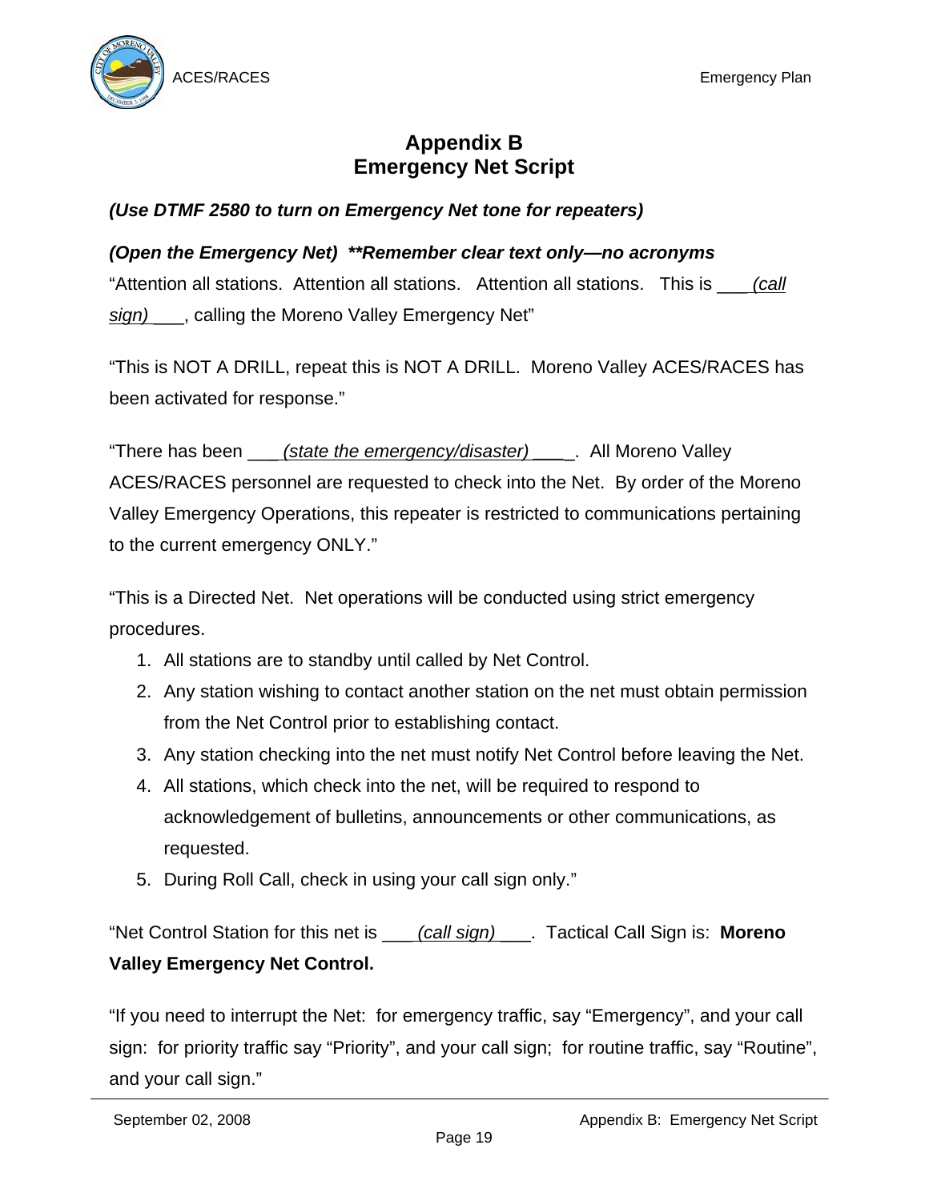# Appendix B
# Emergency Net Script

***(Use DTMF 2580 to turn on Emergency Net tone for repeaters)***

***(Open the Emergency Net) \*\*Remember clear text only—no acronyms***

"Attention all stations. Attention all stations. Attention all stations. This is ___ *(call sign)* ___, calling the Moreno Valley Emergency Net"

"This is NOT A DRILL, repeat this is NOT A DRILL. Moreno Valley ACES/RACES has been activated for response."

"There has been ___ *(state the emergency/disaster)* ____. All Moreno Valley ACES/RACES personnel are requested to check into the Net. By order of the Moreno Valley Emergency Operations, this repeater is restricted to communications pertaining to the current emergency ONLY."

"This is a Directed Net. Net operations will be conducted using strict emergency procedures.

1. All stations are to standby until called by Net Control.
2. Any station wishing to contact another station on the net must obtain permission from the Net Control prior to establishing contact.
3. Any station checking into the net must notify Net Control before leaving the Net.
4. All stations, which check into the net, will be required to respond to acknowledgement of bulletins, announcements or other communications, as requested.
5. During Roll Call, check in using your call sign only."

"Net Control Station for this net is ___ *(call sign)* ___. Tactical Call Sign is: **Moreno Valley Emergency Net Control.**

"If you need to interrupt the Net: for emergency traffic, say "Emergency", and your call sign: for priority traffic say "Priority", and your call sign; for routine traffic, say "Routine", and your call sign."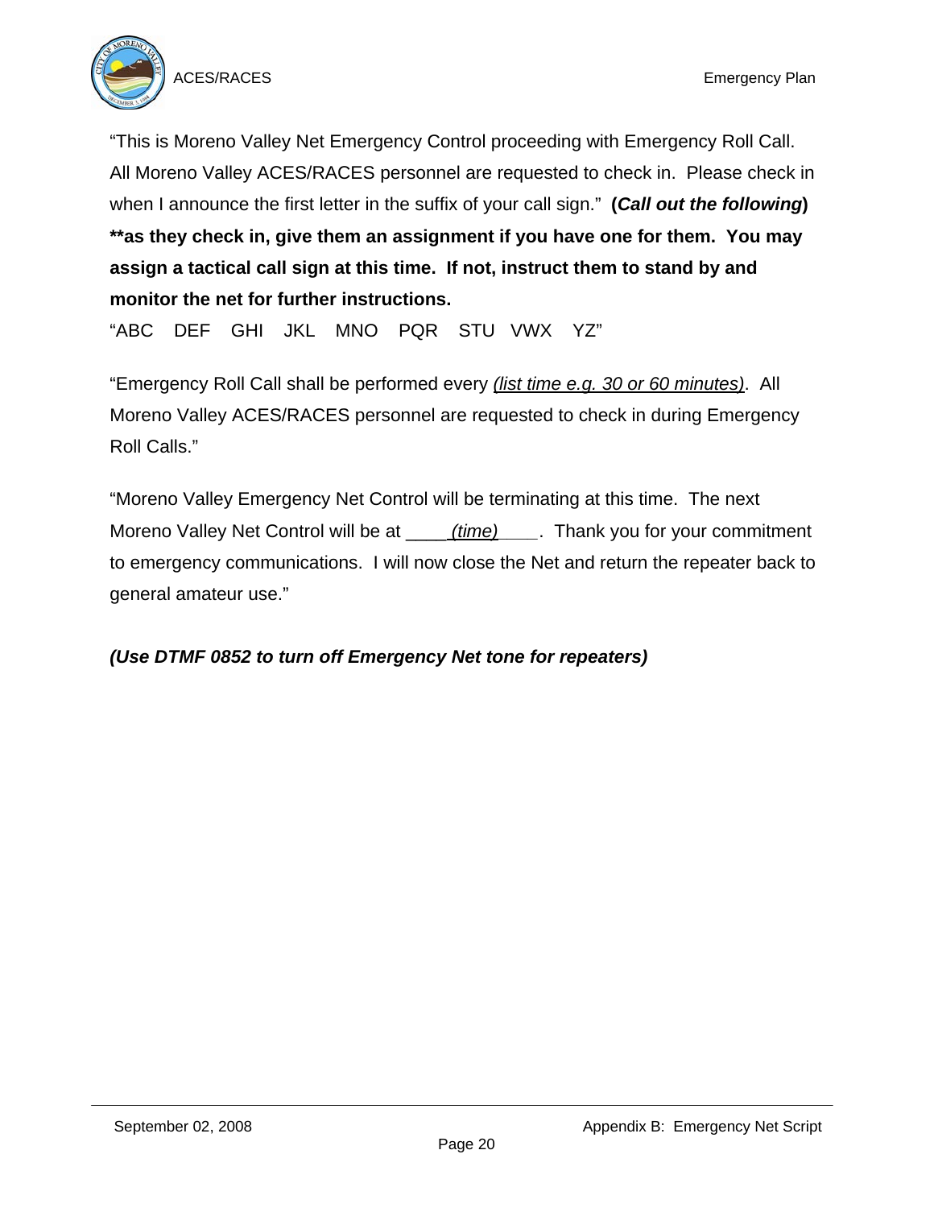"This is Moreno Valley Net Emergency Control proceeding with Emergency Roll Call. All Moreno Valley ACES/RACES personnel are requested to check in. Please check in when I announce the first letter in the suffix of your call sign." **(*Call out the following*)** **\*\*as they check in, give them an assignment if you have one for them. You may assign a tactical call sign at this time. If not, instruct them to stand by and monitor the net for further instructions.**

"ABC DEF GHI JKL MNO PQR STU VWX YZ"

"Emergency Roll Call shall be performed every *(list time e.g. 30 or 60 minutes)*. All Moreno Valley ACES/RACES personnel are requested to check in during Emergency Roll Calls."

"Moreno Valley Emergency Net Control will be terminating at this time. The next Moreno Valley Net Control will be at ____*(time)*____. Thank you for your commitment to emergency communications. I will now close the Net and return the repeater back to general amateur use."

***(Use DTMF 0852 to turn off Emergency Net tone for repeaters)***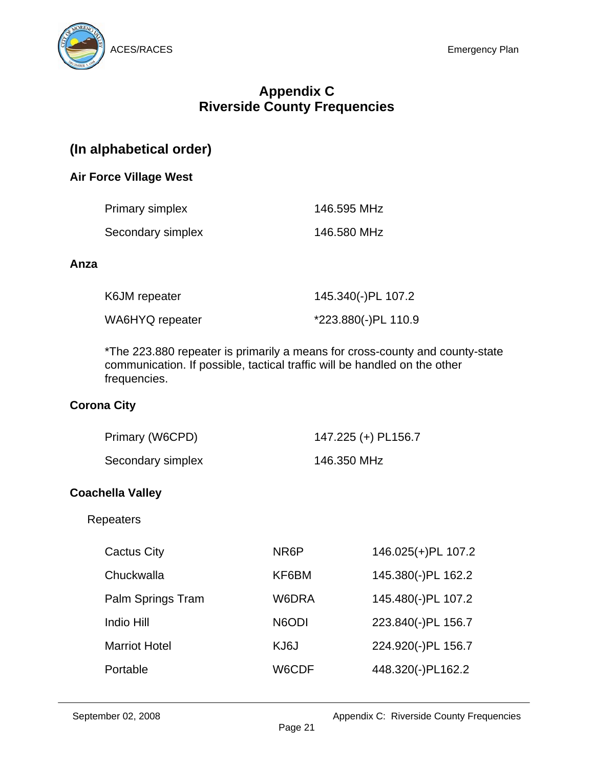# Appendix C
# Riverside County Frequencies

## (In alphabetical order)

### Air Force Village West

| | |
|---|---|
| Primary simplex | 146.595 MHz |
| Secondary simplex | 146.580 MHz |

### Anza

| | |
|---|---|
| K6JM repeater | 145.340(-)PL 107.2 |
| WA6HYQ repeater | *223.880(-)PL 110.9 |

*The 223.880 repeater is primarily a means for cross-county and county-state communication. If possible, tactical traffic will be handled on the other frequencies.

### Corona City

| | |
|---|---|
| Primary (W6CPD) | 147.225 (+) PL156.7 |
| Secondary simplex | 146.350 MHz |

### Coachella Valley

Repeaters

| | | |
|---|---|---|
| Cactus City | NR6P | 146.025(+)PL 107.2 |
| Chuckwalla | KF6BM | 145.380(-)PL 162.2 |
| Palm Springs Tram | W6DRA | 145.480(-)PL 107.2 |
| Indio Hill | N6ODI | 223.840(-)PL 156.7 |
| Marriot Hotel | KJ6J | 224.920(-)PL 156.7 |
| Portable | W6CDF | 448.320(-)PL162.2 |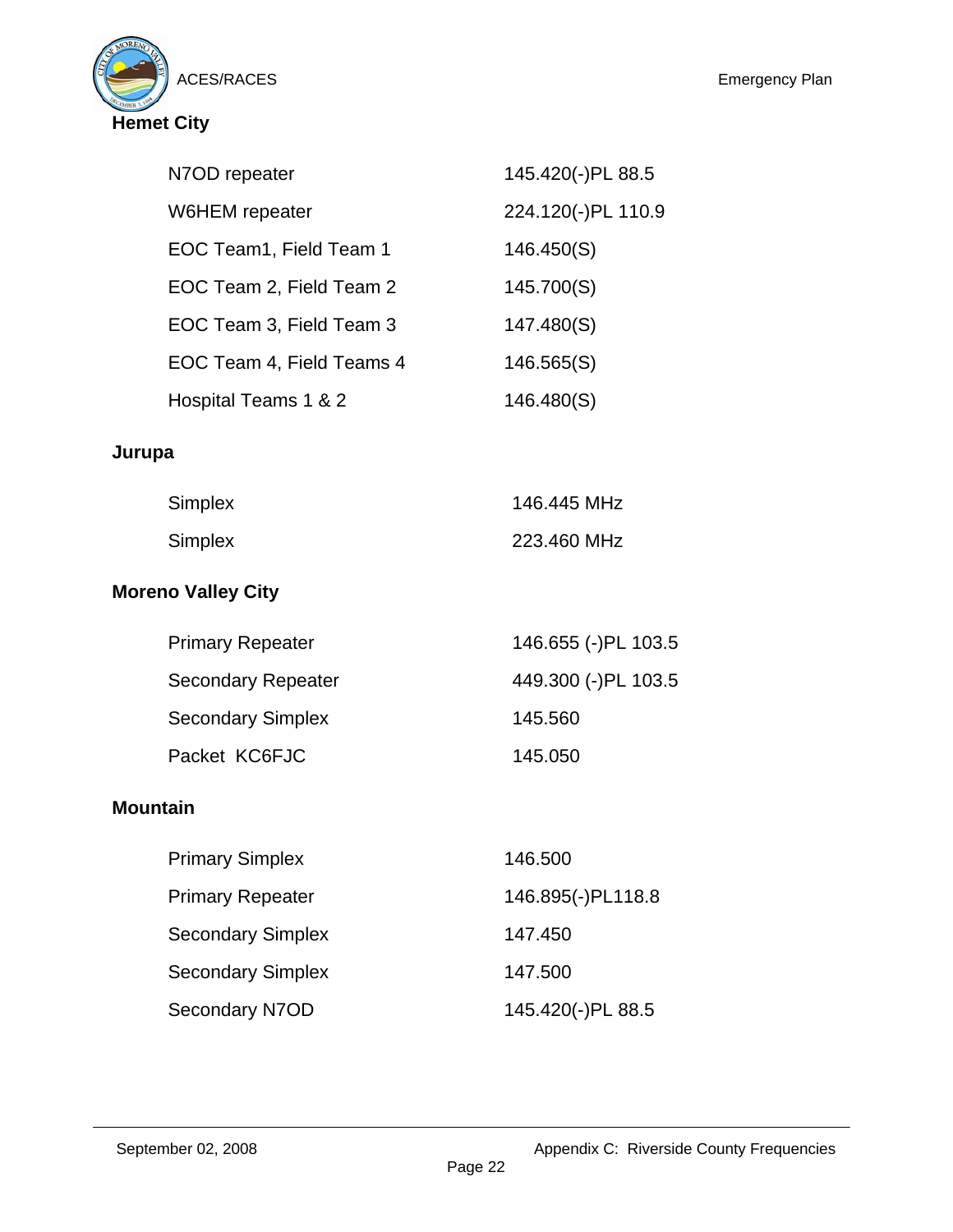**Hemet City**

| | |
|---|---|
| N7OD repeater | 145.420(-)PL 88.5 |
| W6HEM repeater | 224.120(-)PL 110.9 |
| EOC Team1, Field Team 1 | 146.450(S) |
| EOC Team 2, Field Team 2 | 145.700(S) |
| EOC Team 3, Field Team 3 | 147.480(S) |
| EOC Team 4, Field Teams 4 | 146.565(S) |
| Hospital Teams 1 & 2 | 146.480(S) |

**Jurupa**

| | |
|---|---|
| Simplex | 146.445 MHz |
| Simplex | 223.460 MHz |

**Moreno Valley City**

| | |
|---|---|
| Primary Repeater | 146.655 (-)PL 103.5 |
| Secondary Repeater | 449.300 (-)PL 103.5 |
| Secondary Simplex | 145.560 |
| Packet KC6FJC | 145.050 |

**Mountain**

| | |
|---|---|
| Primary Simplex | 146.500 |
| Primary Repeater | 146.895(-)PL118.8 |
| Secondary Simplex | 147.450 |
| Secondary Simplex | 147.500 |
| Secondary N7OD | 145.420(-)PL 88.5 |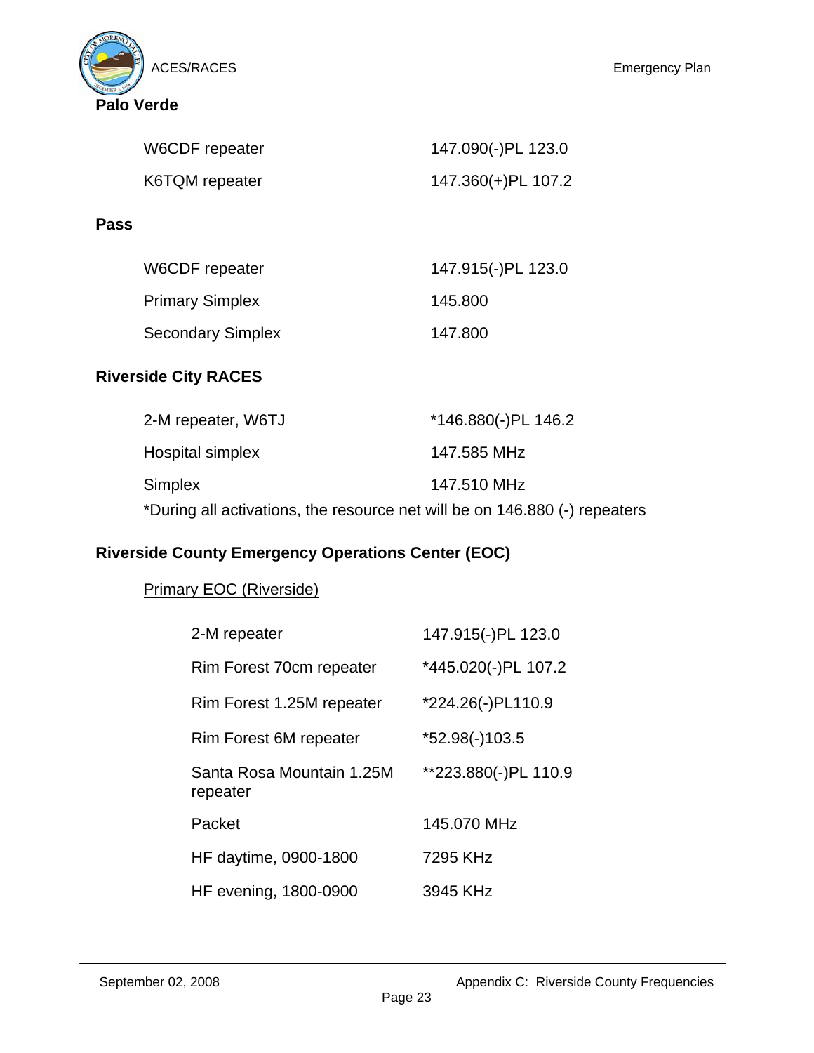**Palo Verde**

| | |
|---|---|
| W6CDF repeater | 147.090(-)PL 123.0 |
| K6TQM repeater | 147.360(+)PL 107.2 |

**Pass**

| | |
|---|---|
| W6CDF repeater | 147.915(-)PL 123.0 |
| Primary Simplex | 145.800 |
| Secondary Simplex | 147.800 |

**Riverside City RACES**

| | |
|---|---|
| 2-M repeater, W6TJ | *146.880(-)PL 146.2 |
| Hospital simplex | 147.585 MHz |
| Simplex | 147.510 MHz |

*During all activations, the resource net will be on 146.880 (-) repeaters

**Riverside County Emergency Operations Center (EOC)**

Primary EOC (Riverside)

| | |
|---|---|
| 2-M repeater | 147.915(-)PL 123.0 |
| Rim Forest 70cm repeater | *445.020(-)PL 107.2 |
| Rim Forest 1.25M repeater | *224.26(-)PL110.9 |
| Rim Forest 6M repeater | *52.98(-)103.5 |
| Santa Rosa Mountain 1.25M repeater | **223.880(-)PL 110.9 |
| Packet | 145.070 MHz |
| HF daytime, 0900-1800 | 7295 KHz |
| HF evening, 1800-0900 | 3945 KHz |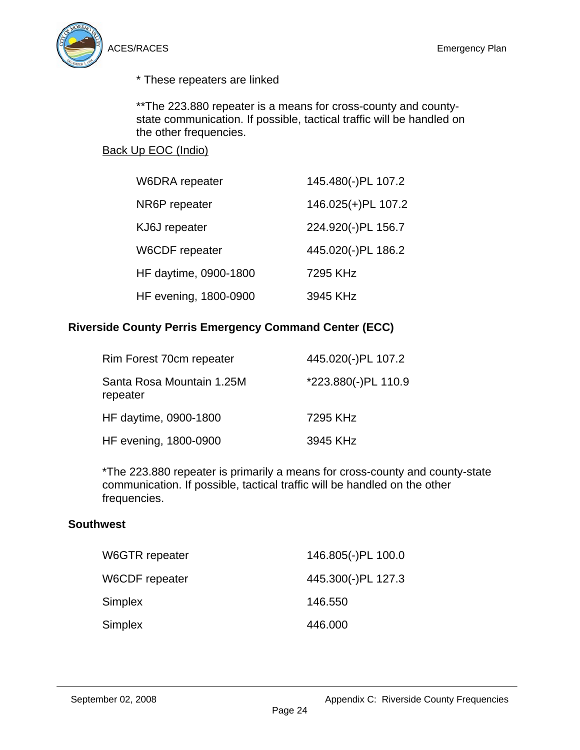\* These repeaters are linked

\*\*The 223.880 repeater is a means for cross-county and county-state communication. If possible, tactical traffic will be handled on the other frequencies.

Back Up EOC (Indio)

| | |
|---|---|
| W6DRA repeater | 145.480(-)PL 107.2 |
| NR6P repeater | 146.025(+)PL 107.2 |
| KJ6J repeater | 224.920(-)PL 156.7 |
| W6CDF repeater | 445.020(-)PL 186.2 |
| HF daytime, 0900-1800 | 7295 KHz |
| HF evening, 1800-0900 | 3945 KHz |

**Riverside County Perris Emergency Command Center (ECC)**

| | |
|---|---|
| Rim Forest 70cm repeater | 445.020(-)PL 107.2 |
| Santa Rosa Mountain 1.25M repeater | *223.880(-)PL 110.9 |
| HF daytime, 0900-1800 | 7295 KHz |
| HF evening, 1800-0900 | 3945 KHz |

*The 223.880 repeater is primarily a means for cross-county and county-state communication. If possible, tactical traffic will be handled on the other frequencies.

**Southwest**

| | |
|---|---|
| W6GTR repeater | 146.805(-)PL 100.0 |
| W6CDF repeater | 445.300(-)PL 127.3 |
| Simplex | 146.550 |
| Simplex | 446.000 |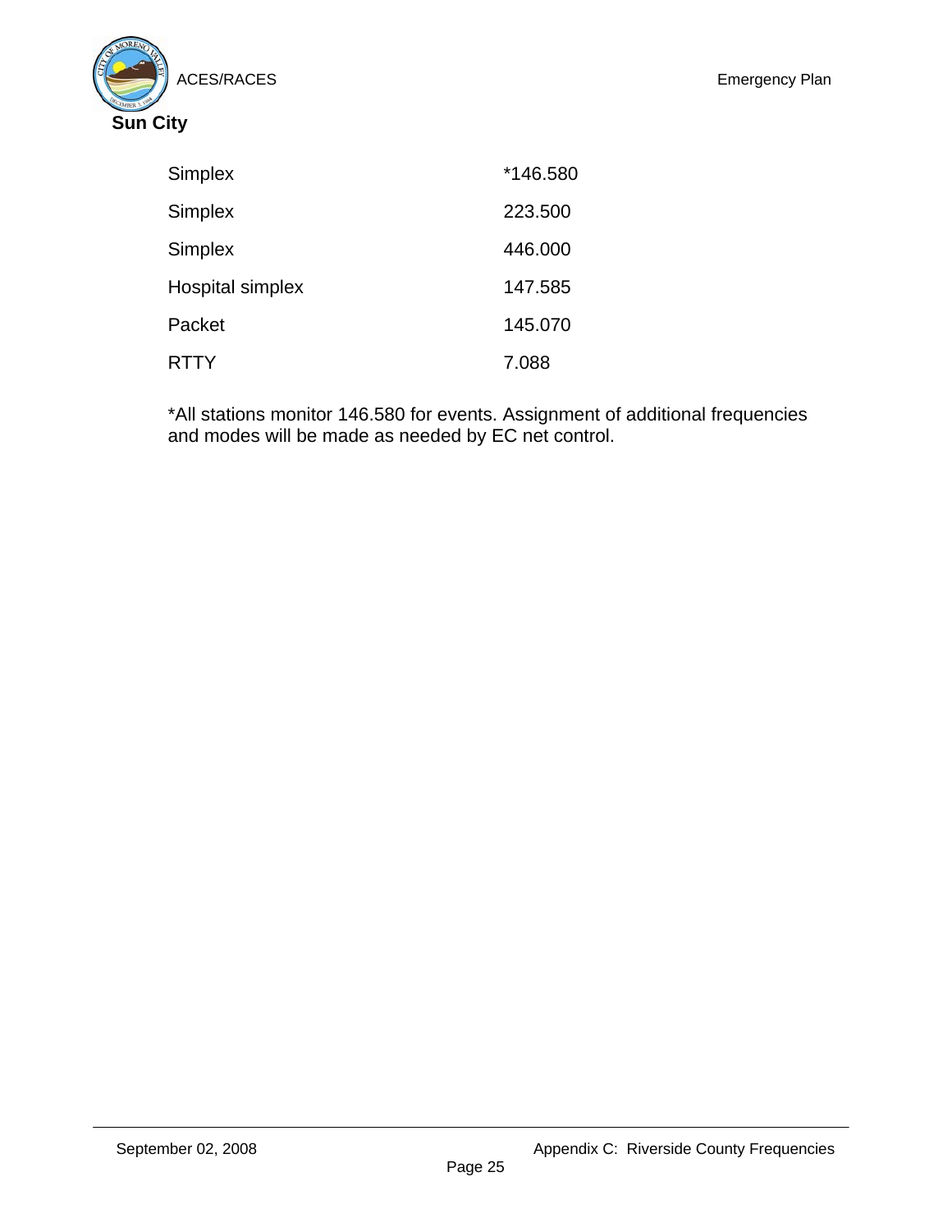**Sun City**

| | |
|---|---|
| Simplex | *146.580 |
| Simplex | 223.500 |
| Simplex | 446.000 |
| Hospital simplex | 147.585 |
| Packet | 145.070 |
| RTTY | 7.088 |

*All stations monitor 146.580 for events. Assignment of additional frequencies and modes will be made as needed by EC net control.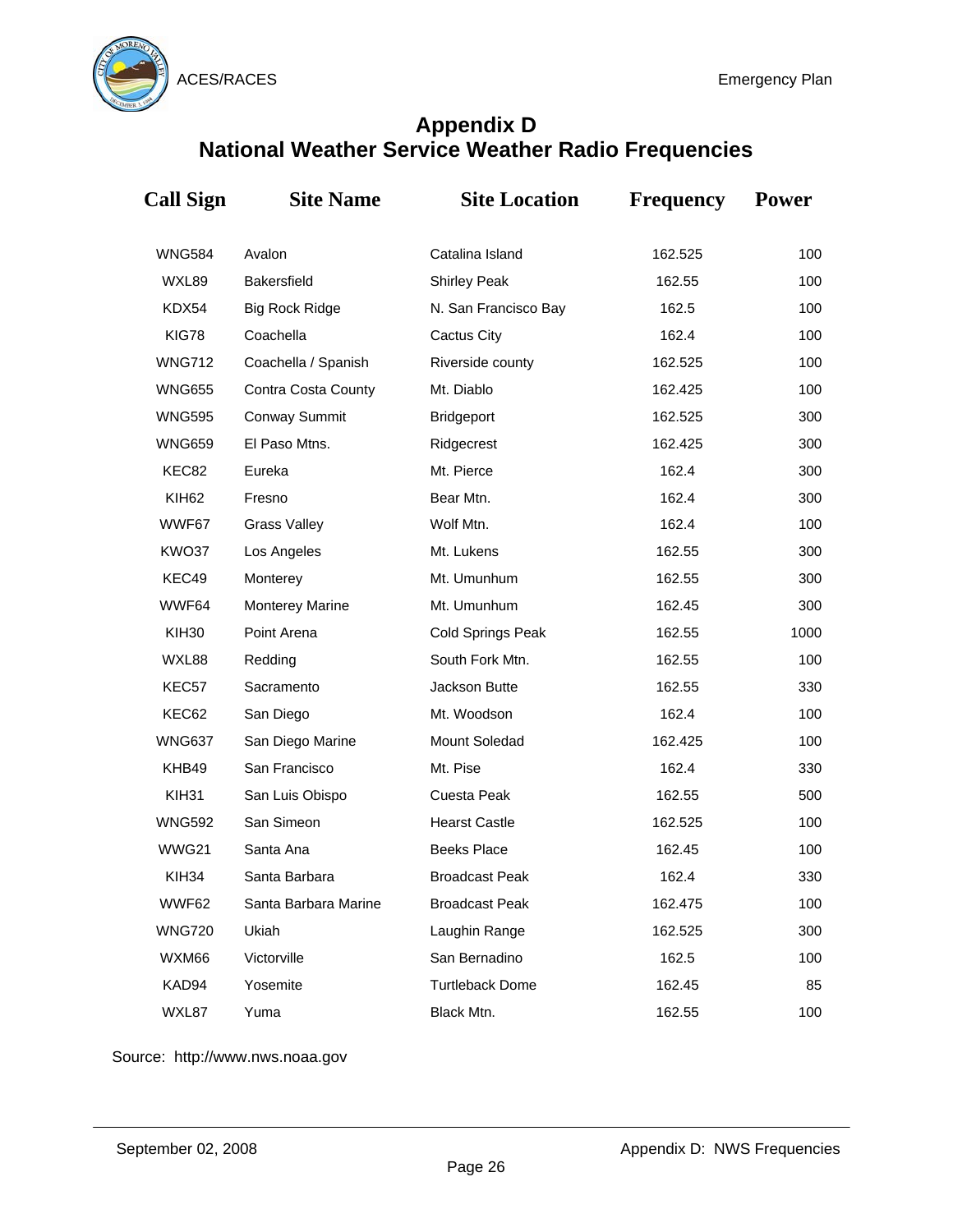# Appendix D
# National Weather Service Weather Radio Frequencies

| Call Sign | Site Name | Site Location | Frequency | Power |
|---|---|---|---|---|
| WNG584 | Avalon | Catalina Island | 162.525 | 100 |
| WXL89 | Bakersfield | Shirley Peak | 162.55 | 100 |
| KDX54 | Big Rock Ridge | N. San Francisco Bay | 162.5 | 100 |
| KIG78 | Coachella | Cactus City | 162.4 | 100 |
| WNG712 | Coachella / Spanish | Riverside county | 162.525 | 100 |
| WNG655 | Contra Costa County | Mt. Diablo | 162.425 | 100 |
| WNG595 | Conway Summit | Bridgeport | 162.525 | 300 |
| WNG659 | El Paso Mtns. | Ridgecrest | 162.425 | 300 |
| KEC82 | Eureka | Mt. Pierce | 162.4 | 300 |
| KIH62 | Fresno | Bear Mtn. | 162.4 | 300 |
| WWF67 | Grass Valley | Wolf Mtn. | 162.4 | 100 |
| KWO37 | Los Angeles | Mt. Lukens | 162.55 | 300 |
| KEC49 | Monterey | Mt. Umunhum | 162.55 | 300 |
| WWF64 | Monterey Marine | Mt. Umunhum | 162.45 | 300 |
| KIH30 | Point Arena | Cold Springs Peak | 162.55 | 1000 |
| WXL88 | Redding | South Fork Mtn. | 162.55 | 100 |
| KEC57 | Sacramento | Jackson Butte | 162.55 | 330 |
| KEC62 | San Diego | Mt. Woodson | 162.4 | 100 |
| WNG637 | San Diego Marine | Mount Soledad | 162.425 | 100 |
| KHB49 | San Francisco | Mt. Pise | 162.4 | 330 |
| KIH31 | San Luis Obispo | Cuesta Peak | 162.55 | 500 |
| WNG592 | San Simeon | Hearst Castle | 162.525 | 100 |
| WWG21 | Santa Ana | Beeks Place | 162.45 | 100 |
| KIH34 | Santa Barbara | Broadcast Peak | 162.4 | 330 |
| WWF62 | Santa Barbara Marine | Broadcast Peak | 162.475 | 100 |
| WNG720 | Ukiah | Laughin Range | 162.525 | 300 |
| WXM66 | Victorville | San Bernadino | 162.5 | 100 |
| KAD94 | Yosemite | Turtleback Dome | 162.45 | 85 |
| WXL87 | Yuma | Black Mtn. | 162.55 | 100 |

Source: http://www.nws.noaa.gov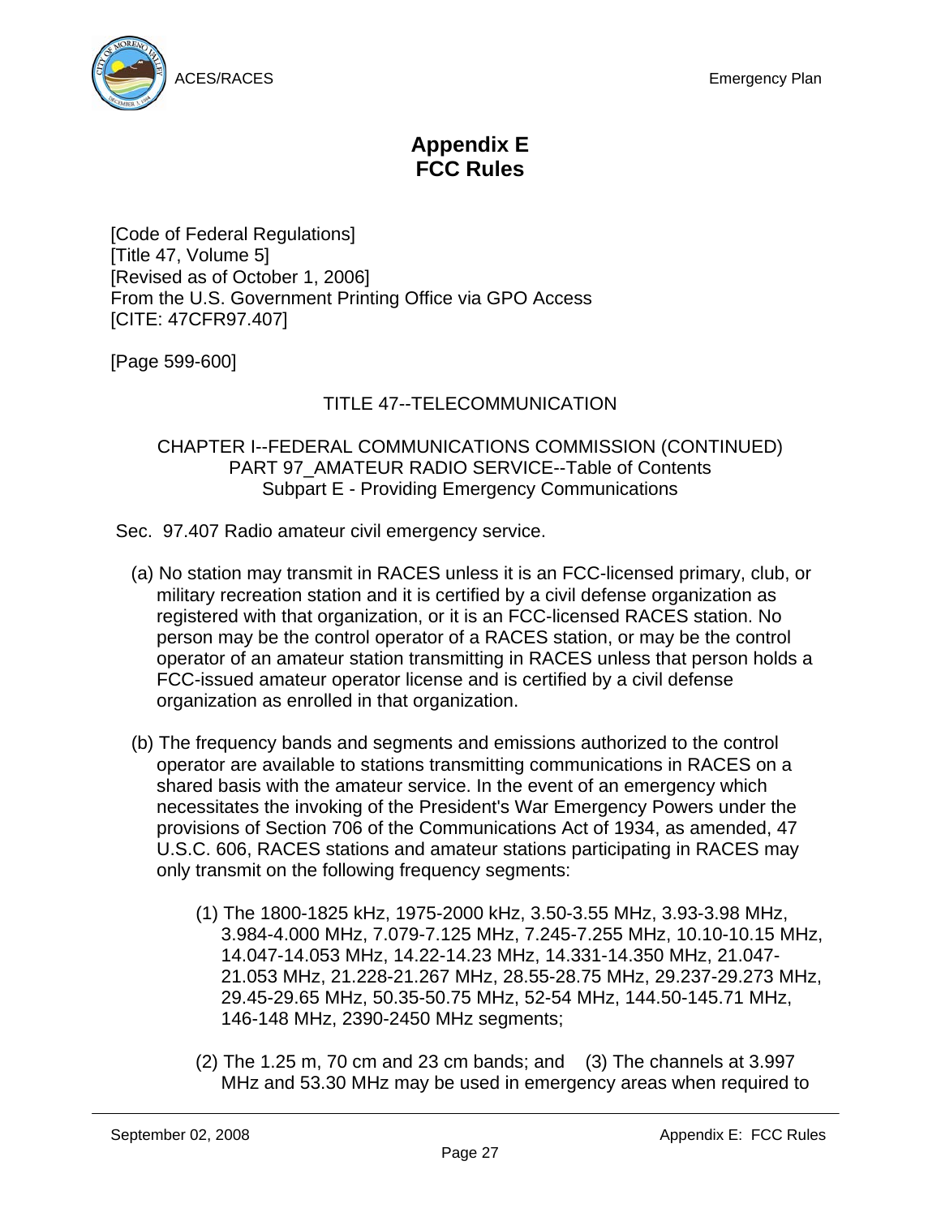# Appendix E
# FCC Rules

[Code of Federal Regulations]
[Title 47, Volume 5]
[Revised as of October 1, 2006]
From the U.S. Government Printing Office via GPO Access
[CITE: 47CFR97.407]

[Page 599-600]

TITLE 47--TELECOMMUNICATION

CHAPTER I--FEDERAL COMMUNICATIONS COMMISSION (CONTINUED)
PART 97_AMATEUR RADIO SERVICE--Table of Contents
Subpart E - Providing Emergency Communications

Sec. 97.407 Radio amateur civil emergency service.

(a) No station may transmit in RACES unless it is an FCC-licensed primary, club, or military recreation station and it is certified by a civil defense organization as registered with that organization, or it is an FCC-licensed RACES station. No person may be the control operator of a RACES station, or may be the control operator of an amateur station transmitting in RACES unless that person holds a FCC-issued amateur operator license and is certified by a civil defense organization as enrolled in that organization.

(b) The frequency bands and segments and emissions authorized to the control operator are available to stations transmitting communications in RACES on a shared basis with the amateur service. In the event of an emergency which necessitates the invoking of the President's War Emergency Powers under the provisions of Section 706 of the Communications Act of 1934, as amended, 47 U.S.C. 606, RACES stations and amateur stations participating in RACES may only transmit on the following frequency segments:

(1) The 1800-1825 kHz, 1975-2000 kHz, 3.50-3.55 MHz, 3.93-3.98 MHz, 3.984-4.000 MHz, 7.079-7.125 MHz, 7.245-7.255 MHz, 10.10-10.15 MHz, 14.047-14.053 MHz, 14.22-14.23 MHz, 14.331-14.350 MHz, 21.047-21.053 MHz, 21.228-21.267 MHz, 28.55-28.75 MHz, 29.237-29.273 MHz, 29.45-29.65 MHz, 50.35-50.75 MHz, 52-54 MHz, 144.50-145.71 MHz, 146-148 MHz, 2390-2450 MHz segments;

(2) The 1.25 m, 70 cm and 23 cm bands; and (3) The channels at 3.997 MHz and 53.30 MHz may be used in emergency areas when required to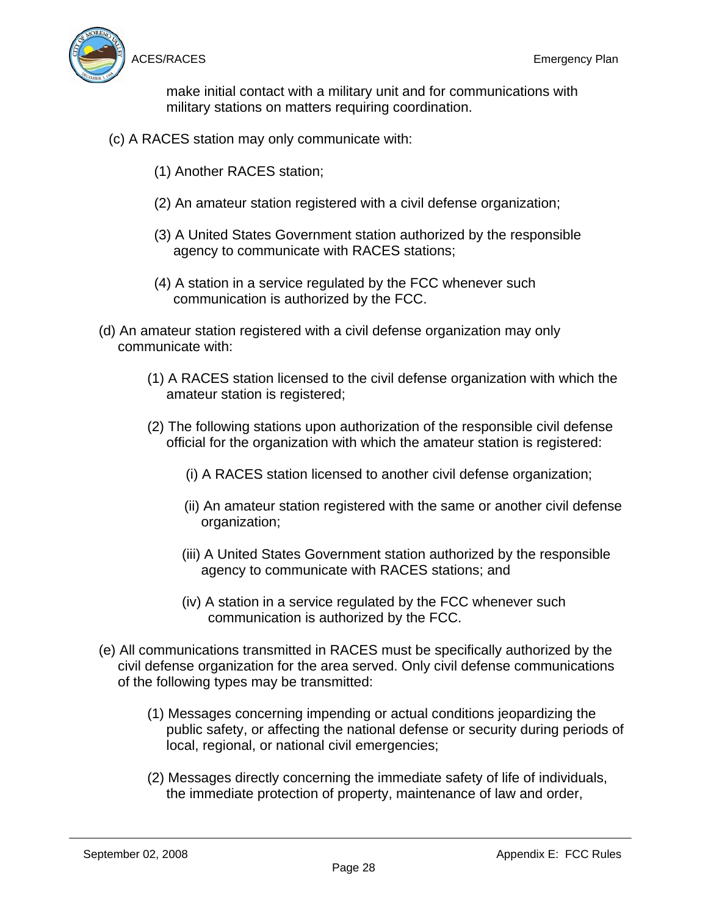make initial contact with a military unit and for communications with military stations on matters requiring coordination.

(c) A RACES station may only communicate with:

(1) Another RACES station;

(2) An amateur station registered with a civil defense organization;

(3) A United States Government station authorized by the responsible agency to communicate with RACES stations;

(4) A station in a service regulated by the FCC whenever such communication is authorized by the FCC.

(d) An amateur station registered with a civil defense organization may only communicate with:

(1) A RACES station licensed to the civil defense organization with which the amateur station is registered;

(2) The following stations upon authorization of the responsible civil defense official for the organization with which the amateur station is registered:

(i) A RACES station licensed to another civil defense organization;

(ii) An amateur station registered with the same or another civil defense organization;

(iii) A United States Government station authorized by the responsible agency to communicate with RACES stations; and

(iv) A station in a service regulated by the FCC whenever such communication is authorized by the FCC.

(e) All communications transmitted in RACES must be specifically authorized by the civil defense organization for the area served. Only civil defense communications of the following types may be transmitted:

(1) Messages concerning impending or actual conditions jeopardizing the public safety, or affecting the national defense or security during periods of local, regional, or national civil emergencies;

(2) Messages directly concerning the immediate safety of life of individuals, the immediate protection of property, maintenance of law and order,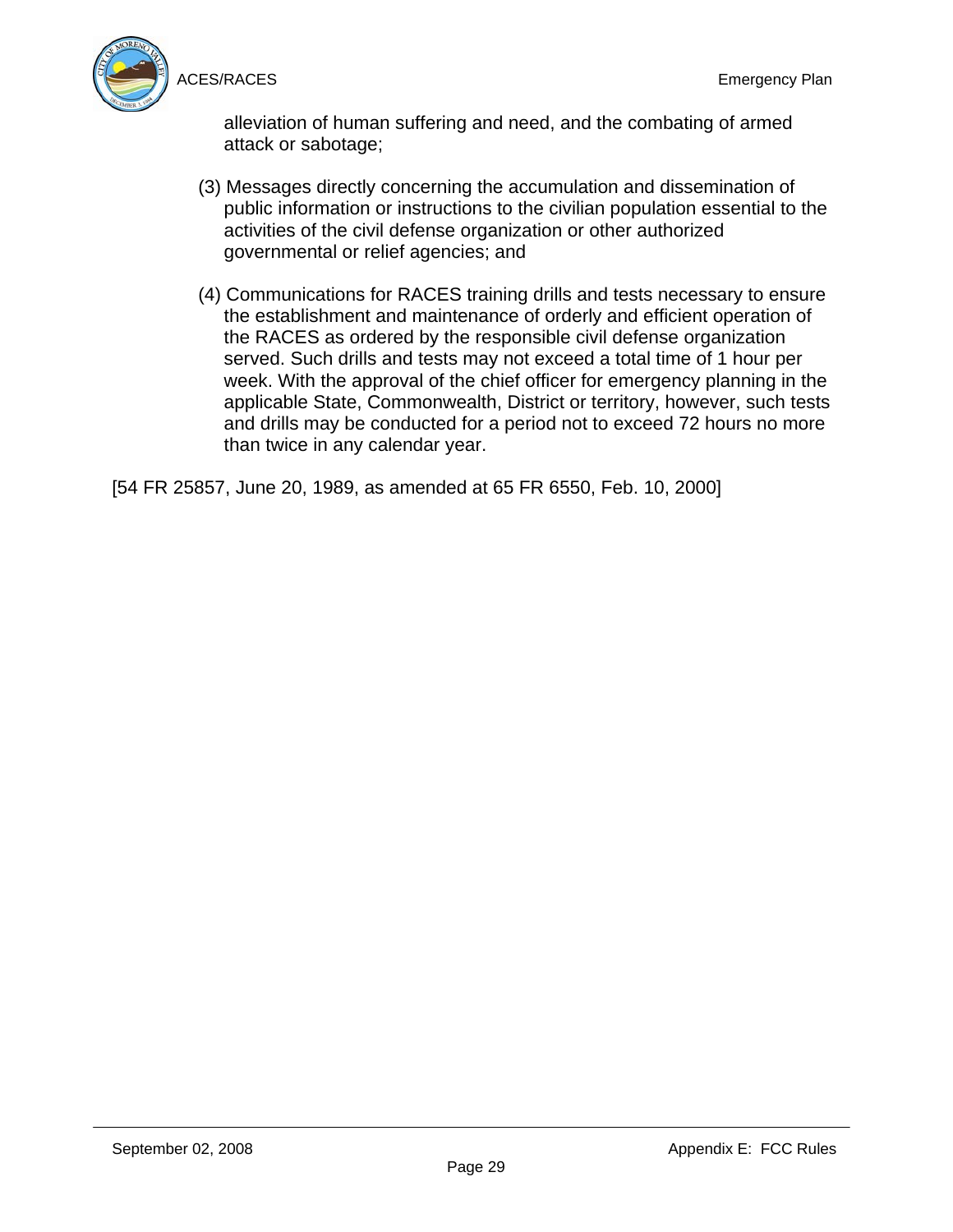alleviation of human suffering and need, and the combating of armed attack or sabotage;

(3) Messages directly concerning the accumulation and dissemination of public information or instructions to the civilian population essential to the activities of the civil defense organization or other authorized governmental or relief agencies; and

(4) Communications for RACES training drills and tests necessary to ensure the establishment and maintenance of orderly and efficient operation of the RACES as ordered by the responsible civil defense organization served. Such drills and tests may not exceed a total time of 1 hour per week. With the approval of the chief officer for emergency planning in the applicable State, Commonwealth, District or territory, however, such tests and drills may be conducted for a period not to exceed 72 hours no more than twice in any calendar year.

[54 FR 25857, June 20, 1989, as amended at 65 FR 6550, Feb. 10, 2000]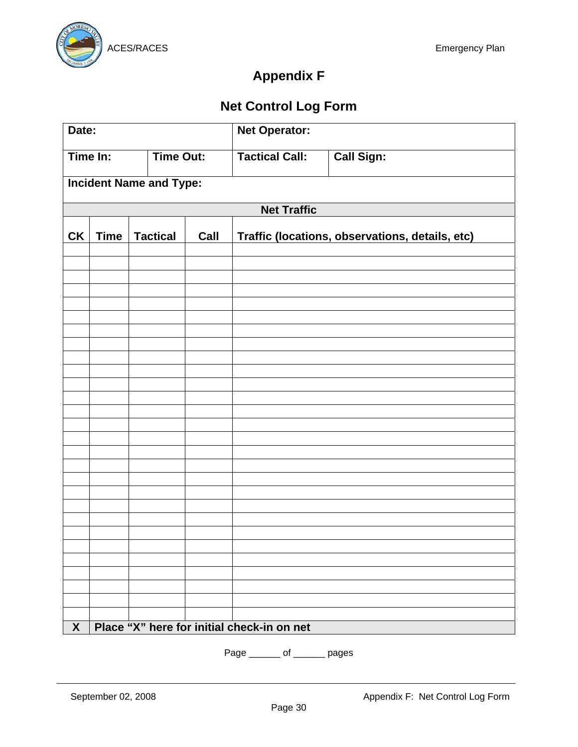# Appendix F

## Net Control Log Form

| **Date:** | | **Net Operator:** | |
|---|---|---|---|
| **Time In:** | **Time Out:** | **Tactical Call:** | **Call Sign:** |
| **Incident Name and Type:** | | | |

| **Net Traffic** | | | | |
|---|---|---|---|---|
| **CK** | **Time** | **Tactical** | **Call** | **Traffic (locations, observations, details, etc)** |
| | | | | |
| | | | | |
| | | | | |
| | | | | |
| | | | | |
| | | | | |
| | | | | |
| | | | | |
| | | | | |
| | | | | |
| | | | | |
| | | | | |
| | | | | |
| | | | | |
| | | | | |
| | | | | |
| | | | | |
| | | | | |
| | | | | |
| | | | | |
| | | | | |
| | | | | |
| | | | | |
| | | | | |
| | | | | |
| | | | | |
| | | | | |
| | | | | |
| **X** | **Place "X" here for initial check-in on net** | | | |

Page ______ of ______ pages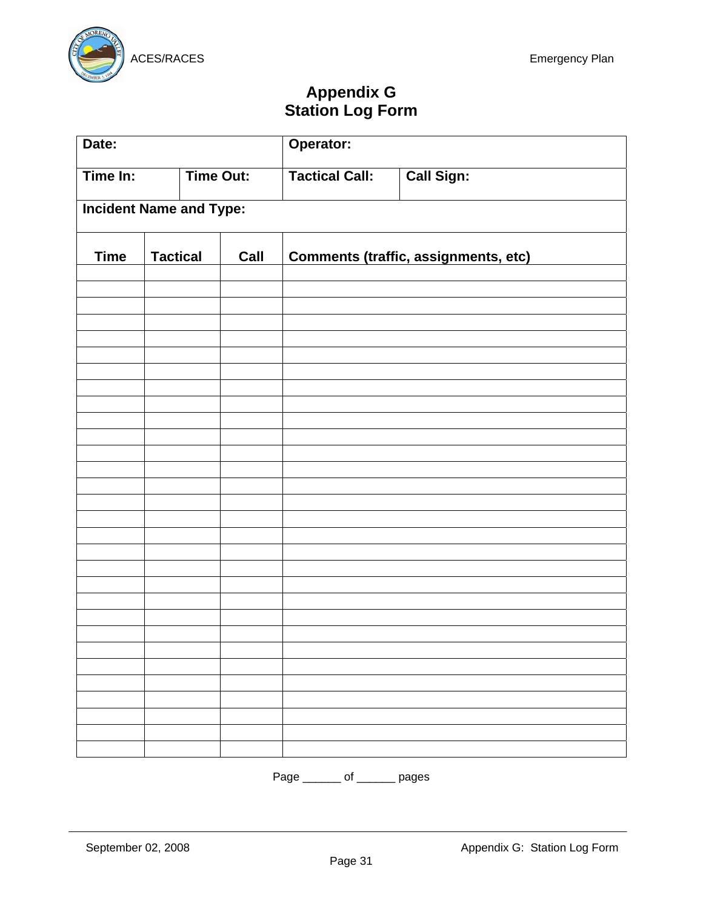# Appendix G
# Station Log Form

| Date: | | Operator: | |
|---|---|---|---|
| Time In: | Time Out: | Tactical Call: | Call Sign: |
| Incident Name and Type: | | | |

| Time | Tactical | Call | Comments (traffic, assignments, etc) |
|---|---|---|---|
| | | | |
| | | | |
| | | | |
| | | | |
| | | | |
| | | | |
| | | | |
| | | | |
| | | | |
| | | | |
| | | | |
| | | | |
| | | | |
| | | | |
| | | | |
| | | | |
| | | | |
| | | | |
| | | | |
| | | | |
| | | | |
| | | | |
| | | | |
| | | | |
| | | | |
| | | | |
| | | | |
| | | | |
| | | | |
| | | | |

Page ______ of ______ pages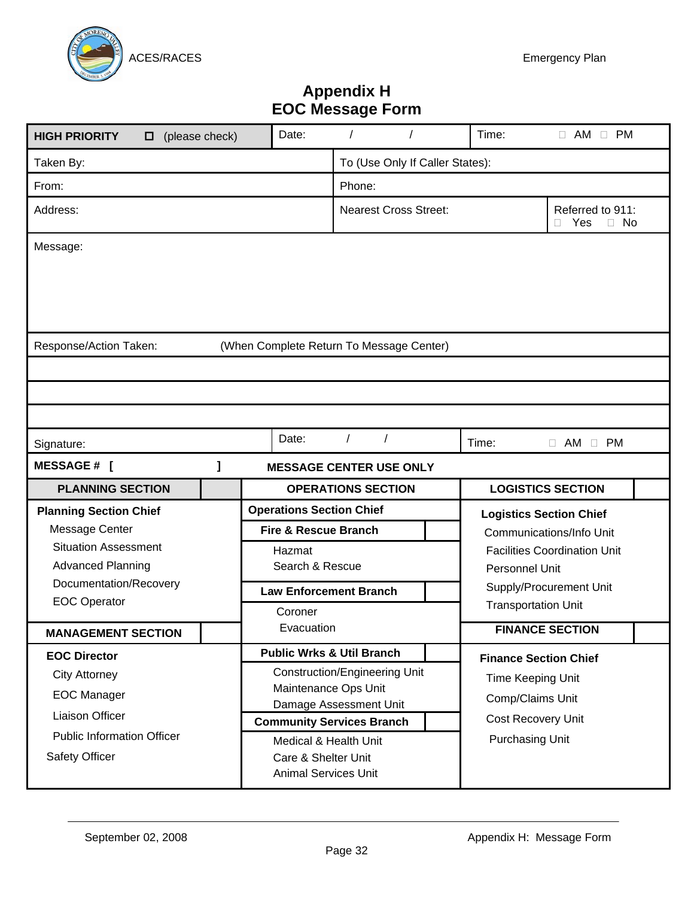## Appendix H
## EOC Message Form

| HIGH PRIORITY ☐ (please check) | Date: / / | Time: ☐ AM ☐ PM |
|---|---|---|

| Taken By: | To (Use Only If Caller States): | |
|---|---|---|
| From: | Phone: | |
| Address: | Nearest Cross Street: | Referred to 911: ☐ Yes ☐ No |

Message:

Response/Action Taken: (When Complete Return To Message Center)

| Signature: | Date: / / | Time: ☐ AM ☐ PM |
|---|---|---|

**MESSAGE # [ ]** **MESSAGE CENTER USE ONLY**

| PLANNING SECTION | OPERATIONS SECTION | LOGISTICS SECTION |
|---|---|---|
| **Planning Section Chief** | **Operations Section Chief** | **Logistics Section Chief** |
| Message Center | **Fire & Rescue Branch** | Communications/Info Unit |
| Situation Assessment | Hazmat | Facilities Coordination Unit |
| Advanced Planning | Search & Rescue | Personnel Unit |
| Documentation/Recovery | **Law Enforcement Branch** | Supply/Procurement Unit |
| EOC Operator | Coroner | Transportation Unit |
| **MANAGEMENT SECTION** | Evacuation | **FINANCE SECTION** |
| **EOC Director** | **Public Wrks & Util Branch** | **Finance Section Chief** |
| City Attorney | Construction/Engineering Unit | Time Keeping Unit |
| EOC Manager | Maintenance Ops Unit | Comp/Claims Unit |
| Liaison Officer | Damage Assessment Unit | Cost Recovery Unit |
| Public Information Officer | **Community Services Branch** | Purchasing Unit |
| Safety Officer | Medical & Health Unit | |
| | Care & Shelter Unit | |
| | Animal Services Unit | |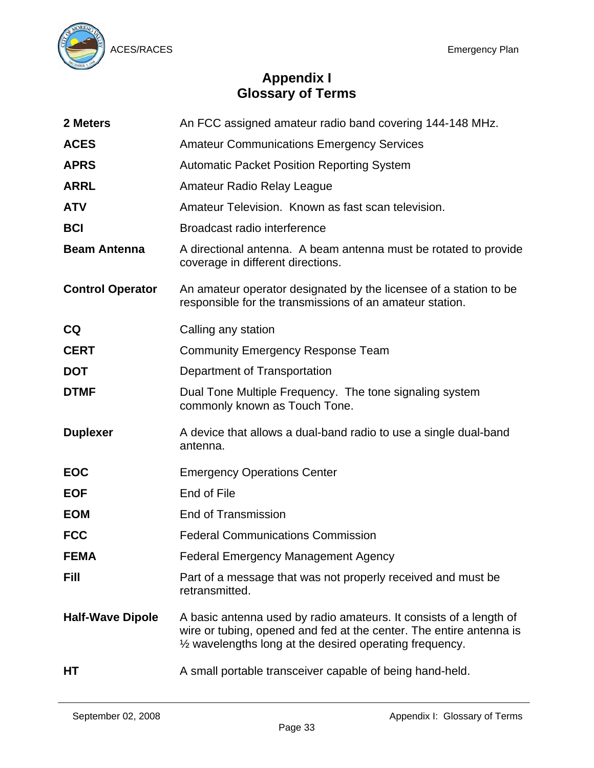# Appendix I
# Glossary of Terms

| | |
|---|---|
| **2 Meters** | An FCC assigned amateur radio band covering 144-148 MHz. |
| **ACES** | Amateur Communications Emergency Services |
| **APRS** | Automatic Packet Position Reporting System |
| **ARRL** | Amateur Radio Relay League |
| **ATV** | Amateur Television. Known as fast scan television. |
| **BCI** | Broadcast radio interference |
| **Beam Antenna** | A directional antenna. A beam antenna must be rotated to provide coverage in different directions. |
| **Control Operator** | An amateur operator designated by the licensee of a station to be responsible for the transmissions of an amateur station. |
| **CQ** | Calling any station |
| **CERT** | Community Emergency Response Team |
| **DOT** | Department of Transportation |
| **DTMF** | Dual Tone Multiple Frequency. The tone signaling system commonly known as Touch Tone. |
| **Duplexer** | A device that allows a dual-band radio to use a single dual-band antenna. |
| **EOC** | Emergency Operations Center |
| **EOF** | End of File |
| **EOM** | End of Transmission |
| **FCC** | Federal Communications Commission |
| **FEMA** | Federal Emergency Management Agency |
| **Fill** | Part of a message that was not properly received and must be retransmitted. |
| **Half-Wave Dipole** | A basic antenna used by radio amateurs. It consists of a length of wire or tubing, opened and fed at the center. The entire antenna is ½ wavelengths long at the desired operating frequency. |
| **HT** | A small portable transceiver capable of being hand-held. |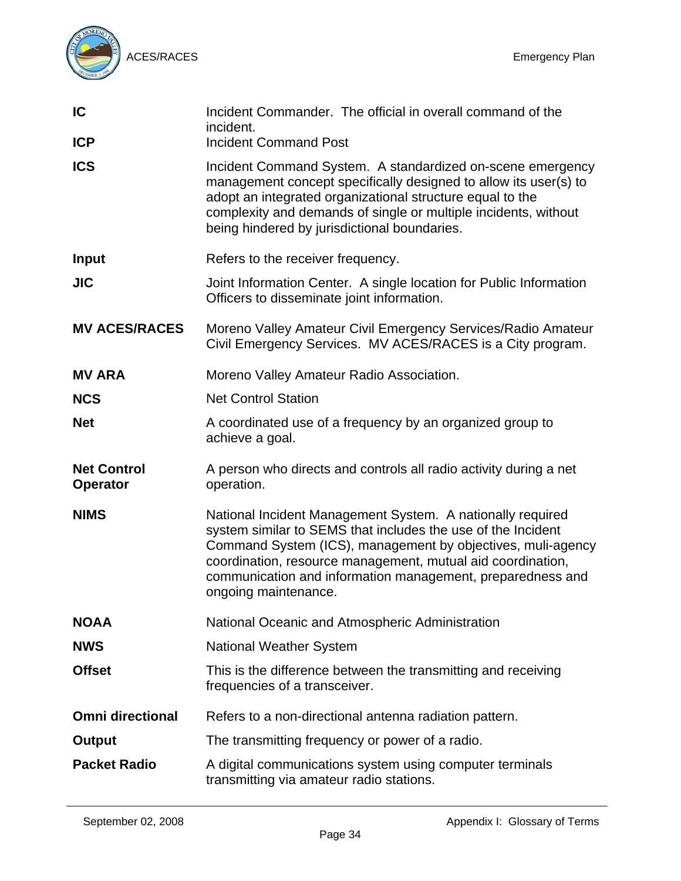| | |
|---|---|
| **IC** | Incident Commander. The official in overall command of the incident. |
| **ICP** | Incident Command Post |
| **ICS** | Incident Command System. A standardized on-scene emergency management concept specifically designed to allow its user(s) to adopt an integrated organizational structure equal to the complexity and demands of single or multiple incidents, without being hindered by jurisdictional boundaries. |
| **Input** | Refers to the receiver frequency. |
| **JIC** | Joint Information Center. A single location for Public Information Officers to disseminate joint information. |
| **MV ACES/RACES** | Moreno Valley Amateur Civil Emergency Services/Radio Amateur Civil Emergency Services. MV ACES/RACES is a City program. |
| **MV ARA** | Moreno Valley Amateur Radio Association. |
| **NCS** | Net Control Station |
| **Net** | A coordinated use of a frequency by an organized group to achieve a goal. |
| **Net Control Operator** | A person who directs and controls all radio activity during a net operation. |
| **NIMS** | National Incident Management System. A nationally required system similar to SEMS that includes the use of the Incident Command System (ICS), management by objectives, muli-agency coordination, resource management, mutual aid coordination, communication and information management, preparedness and ongoing maintenance. |
| **NOAA** | National Oceanic and Atmospheric Administration |
| **NWS** | National Weather System |
| **Offset** | This is the difference between the transmitting and receiving frequencies of a transceiver. |
| **Omni directional** | Refers to a non-directional antenna radiation pattern. |
| **Output** | The transmitting frequency or power of a radio. |
| **Packet Radio** | A digital communications system using computer terminals transmitting via amateur radio stations. |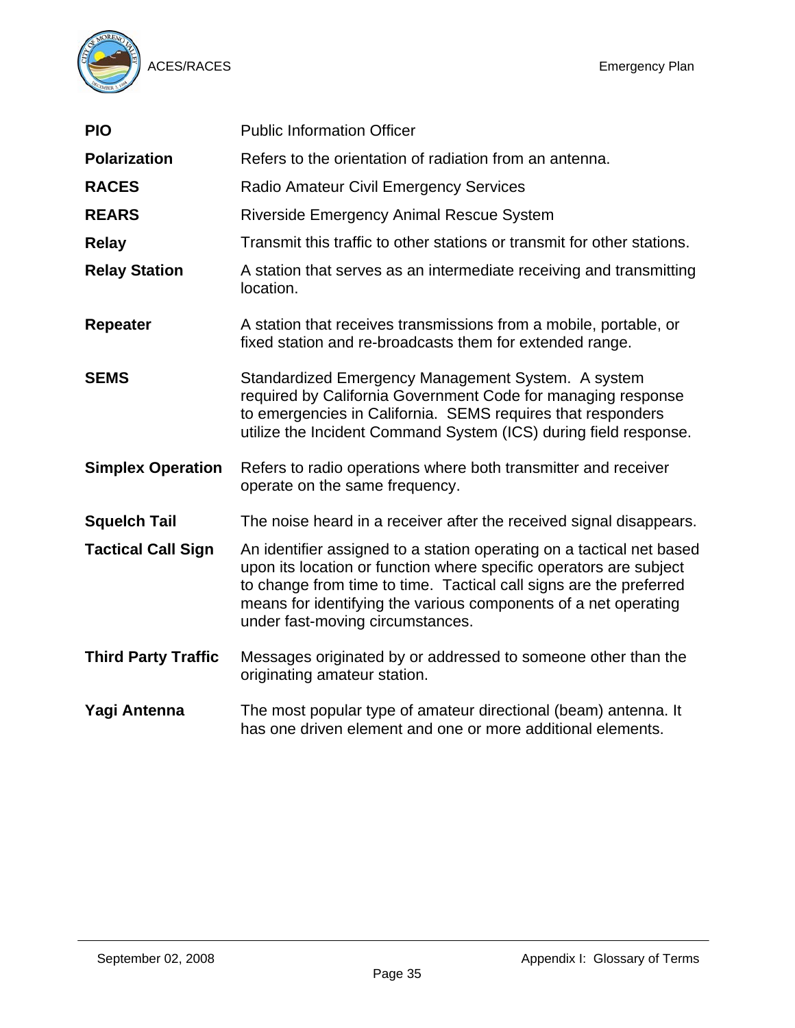| | |
|---|---|
| **PIO** | Public Information Officer |
| **Polarization** | Refers to the orientation of radiation from an antenna. |
| **RACES** | Radio Amateur Civil Emergency Services |
| **REARS** | Riverside Emergency Animal Rescue System |
| **Relay** | Transmit this traffic to other stations or transmit for other stations. |
| **Relay Station** | A station that serves as an intermediate receiving and transmitting location. |
| **Repeater** | A station that receives transmissions from a mobile, portable, or fixed station and re-broadcasts them for extended range. |
| **SEMS** | Standardized Emergency Management System. A system required by California Government Code for managing response to emergencies in California. SEMS requires that responders utilize the Incident Command System (ICS) during field response. |
| **Simplex Operation** | Refers to radio operations where both transmitter and receiver operate on the same frequency. |
| **Squelch Tail** | The noise heard in a receiver after the received signal disappears. |
| **Tactical Call Sign** | An identifier assigned to a station operating on a tactical net based upon its location or function where specific operators are subject to change from time to time. Tactical call signs are the preferred means for identifying the various components of a net operating under fast-moving circumstances. |
| **Third Party Traffic** | Messages originated by or addressed to someone other than the originating amateur station. |
| **Yagi Antenna** | The most popular type of amateur directional (beam) antenna. It has one driven element and one or more additional elements. |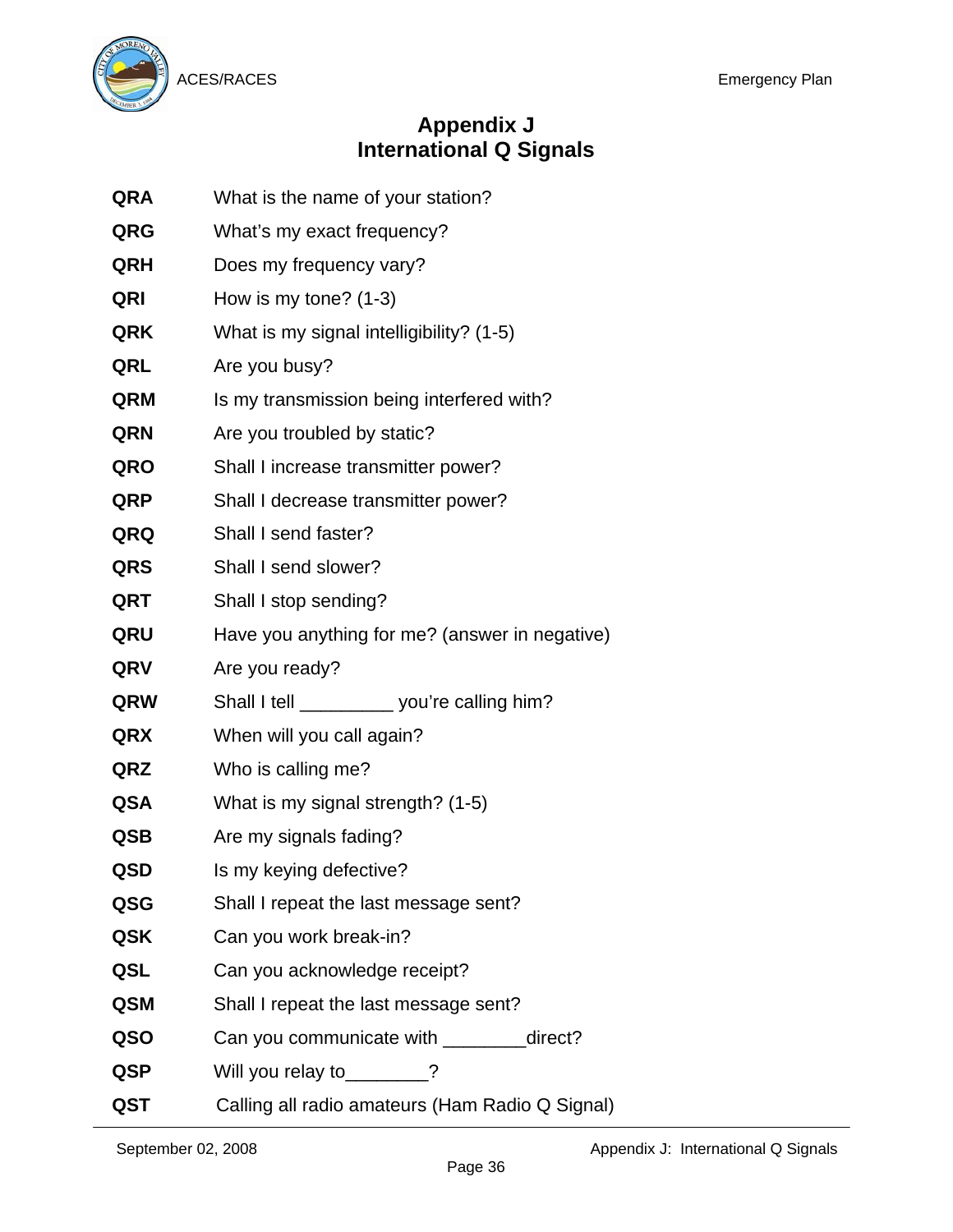# Appendix J
# International Q Signals

| | |
|---|---|
| **QRA** | What is the name of your station? |
| **QRG** | What's my exact frequency? |
| **QRH** | Does my frequency vary? |
| **QRI** | How is my tone? (1-3) |
| **QRK** | What is my signal intelligibility? (1-5) |
| **QRL** | Are you busy? |
| **QRM** | Is my transmission being interfered with? |
| **QRN** | Are you troubled by static? |
| **QRO** | Shall I increase transmitter power? |
| **QRP** | Shall I decrease transmitter power? |
| **QRQ** | Shall I send faster? |
| **QRS** | Shall I send slower? |
| **QRT** | Shall I stop sending? |
| **QRU** | Have you anything for me? (answer in negative) |
| **QRV** | Are you ready? |
| **QRW** | Shall I tell _________ you're calling him? |
| **QRX** | When will you call again? |
| **QRZ** | Who is calling me? |
| **QSA** | What is my signal strength? (1-5) |
| **QSB** | Are my signals fading? |
| **QSD** | Is my keying defective? |
| **QSG** | Shall I repeat the last message sent? |
| **QSK** | Can you work break-in? |
| **QSL** | Can you acknowledge receipt? |
| **QSM** | Shall I repeat the last message sent? |
| **QSO** | Can you communicate with ________direct? |
| **QSP** | Will you relay to________? |
| **QST** | Calling all radio amateurs (Ham Radio Q Signal) |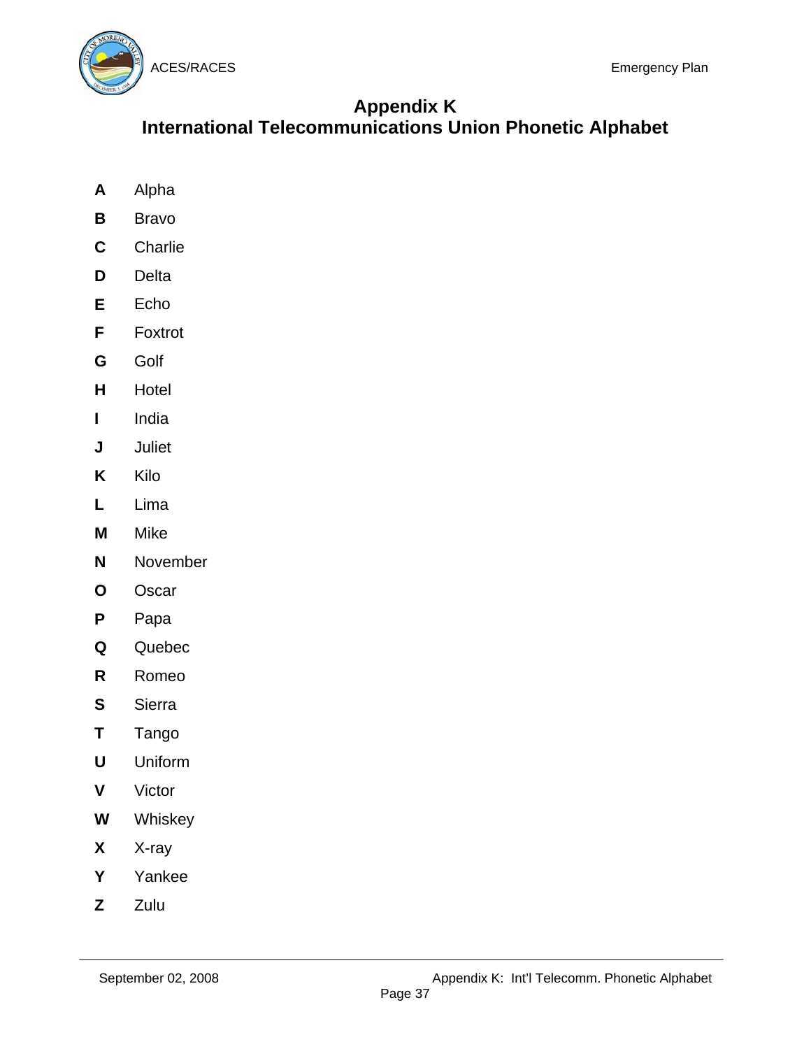# Appendix K
# International Telecommunications Union Phonetic Alphabet

**A** Alpha

**B** Bravo

**C** Charlie

**D** Delta

**E** Echo

**F** Foxtrot

**G** Golf

**H** Hotel

**I** India

**J** Juliet

**K** Kilo

**L** Lima

**M** Mike

**N** November

**O** Oscar

**P** Papa

**Q** Quebec

**R** Romeo

**S** Sierra

**T** Tango

**U** Uniform

**V** Victor

**W** Whiskey

**X** X-ray

**Y** Yankee

**Z** Zulu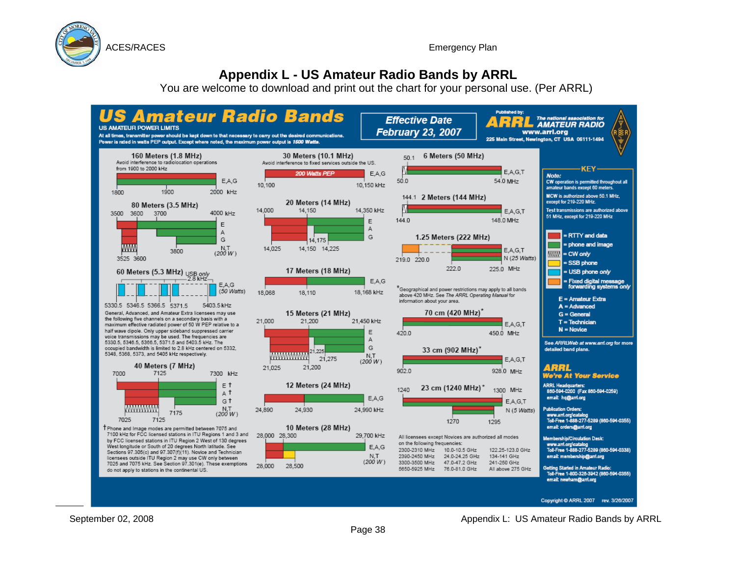# Appendix L - US Amateur Radio Bands by ARRL

You are welcome to download and print out the chart for your personal use. (Per ARRL)

## US Amateur Radio Bands

US AMATEUR POWER LIMITS

At all times, transmitter power should be kept down to that necessary to carry out the desired communications. Power is rated in watts PEP output. Except where noted, the maximum power output is 1500 Watts.

**Effective Date February 23, 2007**

Published by: ARRL The national association for AMATEUR RADIO
www.arrl.org
225 Main Street, Newington, CT USA 06111-1494

### 160 Meters (1.8 MHz)

Avoid interference to radiolocation operations from 1900 to 2000 kHz

E,A,G

1800 1900 2000 kHz

### 80 Meters (3.5 MHz)

3500 3600 3700 4000 kHz

E
A
G
N,T (200 W)

3525 3600 3800

### 60 Meters (5.3 MHz)

USB only
2.8 kHz

E,A,G (50 Watts)

5330.5 5346.5 5366.5 5371.5 5403.5 kHz

General, Advanced, and Amateur Extra licensees may use the following five channels on a secondary basis with a maximum effective radiated power of 50 W PEP relative to a half wave dipole. Only upper sideband suppressed carrier voice transmissions may be used. The frequencies are 5330.5, 5346.5, 5366.5, 5371.5 and 5403.5 kHz. The occupied bandwidth is limited to 2.8 kHz centered on 5332, 5348, 5368, 5373, and 5405 kHz respectively.

### 40 Meters (7 MHz)

7000 7125 7300 kHz

E †
A †
G †
N,T (200 W)

7025 7125 7175

† Phone and Image modes are permitted between 7075 and 7100 kHz for FCC licensed stations in ITU Regions 1 and 3 and by FCC licensed stations in ITU Region 2 West of 130 degrees West longitude or South of 20 degrees North latitude. See Sections 97.305(c) and 97.307(f)(11). Novice and Technician licensees outside ITU Region 2 may use CW only between 7025 and 7075 kHz. See Section 97.301(e). These exemptions do not apply to stations in the continental US.

### 30 Meters (10.1 MHz)

Avoid interference to fixed services outside the US.

200 Watts PEP

E,A,G

10,100 10,150 kHz

### 20 Meters (14 MHz)

14,000 14,150 14,350 kHz

E
A
G

14,025 14,150 14,175 14,225

### 17 Meters (18 MHz)

E,A,G

18,068 18,110 18,168 kHz

### 15 Meters (21 MHz)

21,000 21,200 21,450 kHz

E
A
G
N,T (200 W)

21,025 21,200 21,225 21,275

### 12 Meters (24 MHz)

E,A,G

24,890 24,930 24,990 kHz

### 10 Meters (28 MHz)

28,000 28,300 29,700 kHz

E,A,G
N,T (200 W)

28,000 28,500

### 6 Meters (50 MHz)

50.1

E,A,G,T

50.0 54.0 MHz

### 2 Meters (144 MHz)

144.1

E,A,G,T

144.0 148.0 MHz

### 1.25 Meters (222 MHz)

E,A,G,T
N (25 Watts)

219.0 220.0 222.0 225.0 MHz

*Geographical and power restrictions may apply to all bands above 420 MHz. See *The ARRL Operating Manual* for information about your area.

### 70 cm (420 MHz)*

E,A,G,T

420.0 450.0 MHz

### 33 cm (902 MHz)*

E,A,G,T

902.0 928.0 MHz

### 23 cm (1240 MHz)*

1240 1300 MHz

E,A,G,T
N (5 Watts)

1270 1295

All licensees except Novices are authorized all modes on the following frequencies:

| | | |
|---|---|---|
| 2300-2310 MHz | 10.0-10.5 GHz | 122.25-123.0 GHz |
| 2390-2450 MHz | 24.0-24.25 GHz | 134-141 GHz |
| 3300-3500 MHz | 47.0-47.2 GHz | 241-250 GHz |
| 5650-5925 MHz | 76.0-81.0 GHz | All above 275 GHz |

### KEY

*Note:*
CW operation is permitted throughout all amateur bands except 60 meters.
MCW is authorized above 50.1 MHz, except for 219-220 MHz.
Test transmissions are authorized above 51 MHz, except for 219-220 MHz

- = RTTY and data
- = phone and image
- = CW only
- = SSB phone
- = USB phone only
- = Fixed digital message forwarding systems only

E = Amateur Extra
A = Advanced
G = General
T = Technician
N = Novice

See *ARRLWeb* at *www.arrl.org* for more detailed band plans.

### ARRL We're At Your Service

**ARRL Headquarters:**
860-594-0200 (Fax 860-594-0259)
email: hq@arrl.org

**Publication Orders:**
www.arrl.org/catalog
Toll-Free 1-888-277-5289 (860-594-0355)
email: orders@arrl.org

**Membership/Circulation Desk:**
www.arrl.org/catalog
Toll-Free 1-888-277-5289 (860-594-0338)
email: membership@arrl.org

**Getting Started in Amateur Radio:**
Toll-Free 1-800-326-3942 (860-594-0355)
email: newham@arrl.org

Copyright © ARRL 2007 rev. 3/26/2007